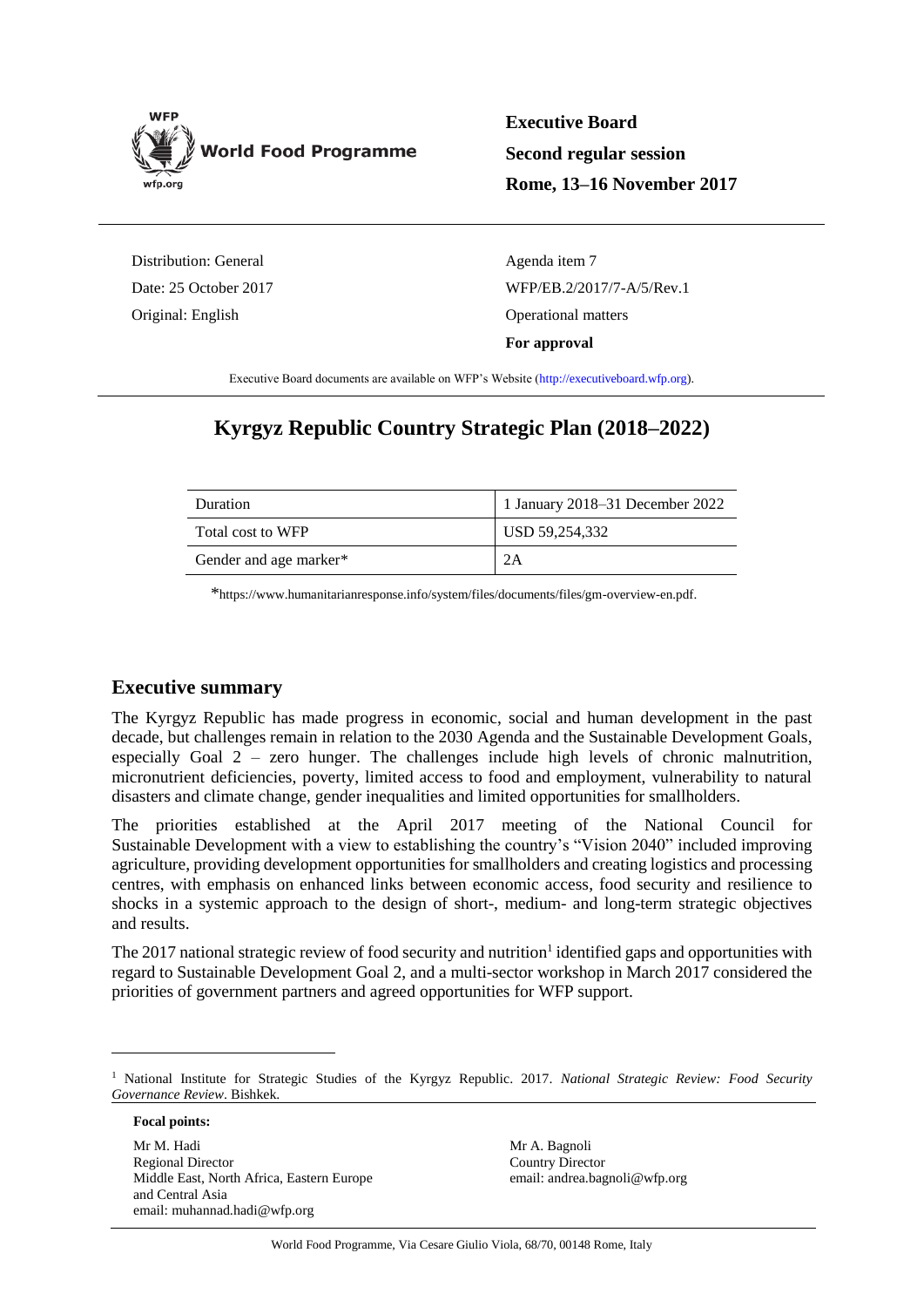World Food Programme

**Executive Board**
**Second regular session**
**Rome, 13–16 November 2017**

Distribution: General
Date: 25 October 2017
Original: English

Agenda item 7
WFP/EB.2/2017/7-A/5/Rev.1
Operational matters
**For approval**

Executive Board documents are available on WFP's Website (http://executiveboard.wfp.org).

# Kyrgyz Republic Country Strategic Plan (2018–2022)

| Duration | 1 January 2018–31 December 2022 |
|---|---|
| Total cost to WFP | USD 59,254,332 |
| Gender and age marker* | 2A |

*https://www.humanitarianresponse.info/system/files/documents/files/gm-overview-en.pdf.

## Executive summary

The Kyrgyz Republic has made progress in economic, social and human development in the past decade, but challenges remain in relation to the 2030 Agenda and the Sustainable Development Goals, especially Goal 2 – zero hunger. The challenges include high levels of chronic malnutrition, micronutrient deficiencies, poverty, limited access to food and employment, vulnerability to natural disasters and climate change, gender inequalities and limited opportunities for smallholders.

The priorities established at the April 2017 meeting of the National Council for Sustainable Development with a view to establishing the country's "Vision 2040" included improving agriculture, providing development opportunities for smallholders and creating logistics and processing centres, with emphasis on enhanced links between economic access, food security and resilience to shocks in a systemic approach to the design of short-, medium- and long-term strategic objectives and results.

The 2017 national strategic review of food security and nutrition[1] identified gaps and opportunities with regard to Sustainable Development Goal 2, and a multi-sector workshop in March 2017 considered the priorities of government partners and agreed opportunities for WFP support.

[1] National Institute for Strategic Studies of the Kyrgyz Republic. 2017. *National Strategic Review: Food Security Governance Review*. Bishkek.

**Focal points:**

Mr M. Hadi
Regional Director
Middle East, North Africa, Eastern Europe and Central Asia
email: muhannad.hadi@wfp.org

Mr A. Bagnoli
Country Director
email: andrea.bagnoli@wfp.org

World Food Programme, Via Cesare Giulio Viola, 68/70, 00148 Rome, Italy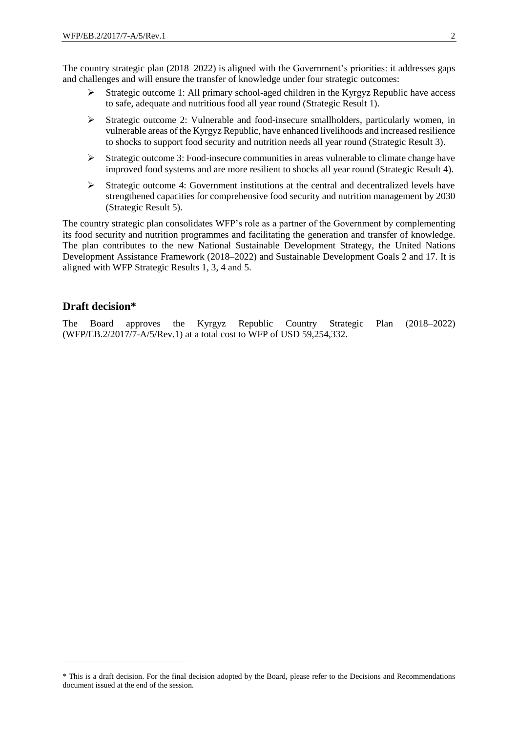The country strategic plan (2018–2022) is aligned with the Government's priorities: it addresses gaps and challenges and will ensure the transfer of knowledge under four strategic outcomes:

- Strategic outcome 1: All primary school-aged children in the Kyrgyz Republic have access to safe, adequate and nutritious food all year round (Strategic Result 1).
- Strategic outcome 2: Vulnerable and food-insecure smallholders, particularly women, in vulnerable areas of the Kyrgyz Republic, have enhanced livelihoods and increased resilience to shocks to support food security and nutrition needs all year round (Strategic Result 3).
- Strategic outcome 3: Food-insecure communities in areas vulnerable to climate change have improved food systems and are more resilient to shocks all year round (Strategic Result 4).
- Strategic outcome 4: Government institutions at the central and decentralized levels have strengthened capacities for comprehensive food security and nutrition management by 2030 (Strategic Result 5).

The country strategic plan consolidates WFP's role as a partner of the Government by complementing its food security and nutrition programmes and facilitating the generation and transfer of knowledge. The plan contributes to the new National Sustainable Development Strategy, the United Nations Development Assistance Framework (2018–2022) and Sustainable Development Goals 2 and 17. It is aligned with WFP Strategic Results 1, 3, 4 and 5.

## Draft decision*

The Board approves the Kyrgyz Republic Country Strategic Plan (2018–2022) (WFP/EB.2/2017/7-A/5/Rev.1) at a total cost to WFP of USD 59,254,332.

* This is a draft decision. For the final decision adopted by the Board, please refer to the Decisions and Recommendations document issued at the end of the session.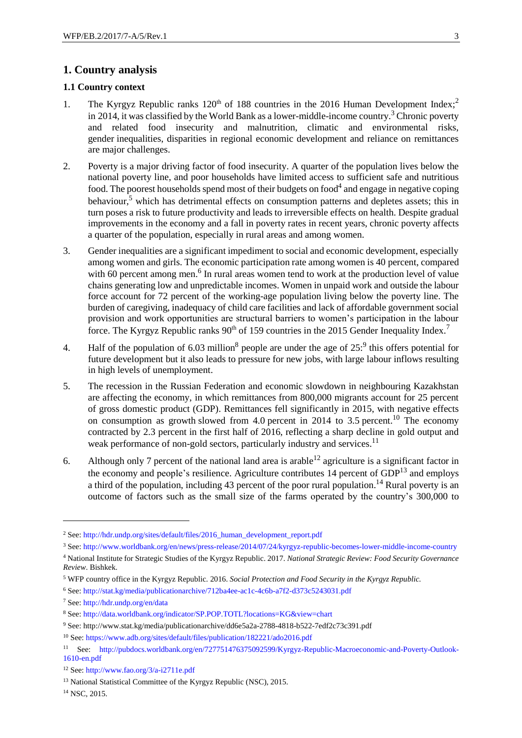# 1. Country analysis

## 1.1 Country context

1. The Kyrgyz Republic ranks 120th of 188 countries in the 2016 Human Development Index;[2] in 2014, it was classified by the World Bank as a lower-middle-income country.[3] Chronic poverty and related food insecurity and malnutrition, climatic and environmental risks, gender inequalities, disparities in regional economic development and reliance on remittances are major challenges.

2. Poverty is a major driving factor of food insecurity. A quarter of the population lives below the national poverty line, and poor households have limited access to sufficient safe and nutritious food. The poorest households spend most of their budgets on food[4] and engage in negative coping behaviour,[5] which has detrimental effects on consumption patterns and depletes assets; this in turn poses a risk to future productivity and leads to irreversible effects on health. Despite gradual improvements in the economy and a fall in poverty rates in recent years, chronic poverty affects a quarter of the population, especially in rural areas and among women.

3. Gender inequalities are a significant impediment to social and economic development, especially among women and girls. The economic participation rate among women is 40 percent, compared with 60 percent among men.[6] In rural areas women tend to work at the production level of value chains generating low and unpredictable incomes. Women in unpaid work and outside the labour force account for 72 percent of the working-age population living below the poverty line. The burden of caregiving, inadequacy of child care facilities and lack of affordable government social provision and work opportunities are structural barriers to women's participation in the labour force. The Kyrgyz Republic ranks 90th of 159 countries in the 2015 Gender Inequality Index.[7]

4. Half of the population of 6.03 million[8] people are under the age of 25:[9] this offers potential for future development but it also leads to pressure for new jobs, with large labour inflows resulting in high levels of unemployment.

5. The recession in the Russian Federation and economic slowdown in neighbouring Kazakhstan are affecting the economy, in which remittances from 800,000 migrants account for 25 percent of gross domestic product (GDP). Remittances fell significantly in 2015, with negative effects on consumption as growth slowed from 4.0 percent in 2014 to 3.5 percent.[10] The economy contracted by 2.3 percent in the first half of 2016, reflecting a sharp decline in gold output and weak performance of non-gold sectors, particularly industry and services.[11]

6. Although only 7 percent of the national land area is arable[12] agriculture is a significant factor in the economy and people's resilience. Agriculture contributes 14 percent of GDP[13] and employs a third of the population, including 43 percent of the poor rural population.[14] Rural poverty is an outcome of factors such as the small size of the farms operated by the country's 300,000 to

---

[2] See: http://hdr.undp.org/sites/default/files/2016_human_development_report.pdf

[3] See: http://www.worldbank.org/en/news/press-release/2014/07/24/kyrgyz-republic-becomes-lower-middle-income-country

[4] National Institute for Strategic Studies of the Kyrgyz Republic. 2017. *National Strategic Review: Food Security Governance Review*. Bishkek.

[5] WFP country office in the Kyrgyz Republic. 2016. *Social Protection and Food Security in the Kyrgyz Republic.*

[6] See: http://stat.kg/media/publicationarchive/712ba4ee-ac1c-4c6b-a7f2-d373c5243031.pdf

[7] See: http://hdr.undp.org/en/data

[8] See: http://data.worldbank.org/indicator/SP.POP.TOTL?locations=KG&view=chart

[9] See: http://www.stat.kg/media/publicationarchive/dd6e5a2a-2788-4818-b522-7edf2c73c391.pdf

[10] See: https://www.adb.org/sites/default/files/publication/182221/ado2016.pdf

[11] See: http://pubdocs.worldbank.org/en/727751476375092599/Kyrgyz-Republic-Macroeconomic-and-Poverty-Outlook-1610-en.pdf

[12] See: http://www.fao.org/3/a-i2711e.pdf

[13] National Statistical Committee of the Kyrgyz Republic (NSC), 2015.

[14] NSC, 2015.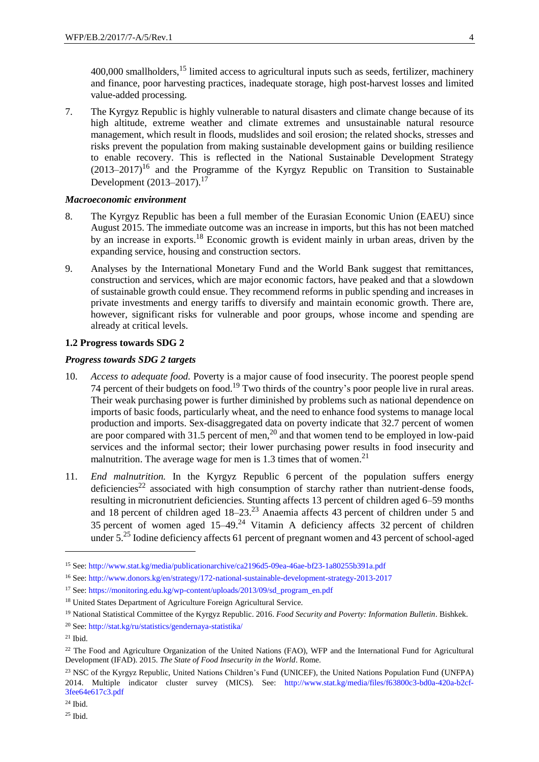400,000 smallholders,[15] limited access to agricultural inputs such as seeds, fertilizer, machinery and finance, poor harvesting practices, inadequate storage, high post-harvest losses and limited value-added processing.

7. The Kyrgyz Republic is highly vulnerable to natural disasters and climate change because of its high altitude, extreme weather and climate extremes and unsustainable natural resource management, which result in floods, mudslides and soil erosion; the related shocks, stresses and risks prevent the population from making sustainable development gains or building resilience to enable recovery. This is reflected in the National Sustainable Development Strategy (2013–2017)[16] and the Programme of the Kyrgyz Republic on Transition to Sustainable Development (2013–2017).[17]

### *Macroeconomic environment*

8. The Kyrgyz Republic has been a full member of the Eurasian Economic Union (EAEU) since August 2015. The immediate outcome was an increase in imports, but this has not been matched by an increase in exports.[18] Economic growth is evident mainly in urban areas, driven by the expanding service, housing and construction sectors.

9. Analyses by the International Monetary Fund and the World Bank suggest that remittances, construction and services, which are major economic factors, have peaked and that a slowdown of sustainable growth could ensue. They recommend reforms in public spending and increases in private investments and energy tariffs to diversify and maintain economic growth. There are, however, significant risks for vulnerable and poor groups, whose income and spending are already at critical levels.

## 1.2 Progress towards SDG 2

### *Progress towards SDG 2 targets*

10. *Access to adequate food.* Poverty is a major cause of food insecurity. The poorest people spend 74 percent of their budgets on food.[19] Two thirds of the country's poor people live in rural areas. Their weak purchasing power is further diminished by problems such as national dependence on imports of basic foods, particularly wheat, and the need to enhance food systems to manage local production and imports. Sex-disaggregated data on poverty indicate that 32.7 percent of women are poor compared with 31.5 percent of men,[20] and that women tend to be employed in low-paid services and the informal sector; their lower purchasing power results in food insecurity and malnutrition. The average wage for men is 1.3 times that of women.[21]

11. *End malnutrition.* In the Kyrgyz Republic 6 percent of the population suffers energy deficiencies[22] associated with high consumption of starchy rather than nutrient-dense foods, resulting in micronutrient deficiencies. Stunting affects 13 percent of children aged 6–59 months and 18 percent of children aged 18–23.[23] Anaemia affects 43 percent of children under 5 and 35 percent of women aged 15–49.[24] Vitamin A deficiency affects 32 percent of children under 5.[25] Iodine deficiency affects 61 percent of pregnant women and 43 percent of school-aged

---

[15] See: http://www.stat.kg/media/publicationarchive/ca2196d5-09ea-46ae-bf23-1a80255b391a.pdf

[16] See: http://www.donors.kg/en/strategy/172-national-sustainable-development-strategy-2013-2017

[17] See: https://monitoring.edu.kg/wp-content/uploads/2013/09/sd_program_en.pdf

[18] United States Department of Agriculture Foreign Agricultural Service.

[19] National Statistical Committee of the Kyrgyz Republic. 2016. *Food Security and Poverty: Information Bulletin*. Bishkek.

[20] See: http://stat.kg/ru/statistics/gendernaya-statistika/

[21] Ibid.

[22] The Food and Agriculture Organization of the United Nations (FAO), WFP and the International Fund for Agricultural Development (IFAD). 2015. *The State of Food Insecurity in the World*. Rome.

[23] NSC of the Kyrgyz Republic, United Nations Children's Fund (UNICEF), the United Nations Population Fund (UNFPA) 2014. Multiple indicator cluster survey (MICS). See: http://www.stat.kg/media/files/f63800c3-bd0a-420a-b2cf-3fee64e617c3.pdf

[24] Ibid.

[25] Ibid.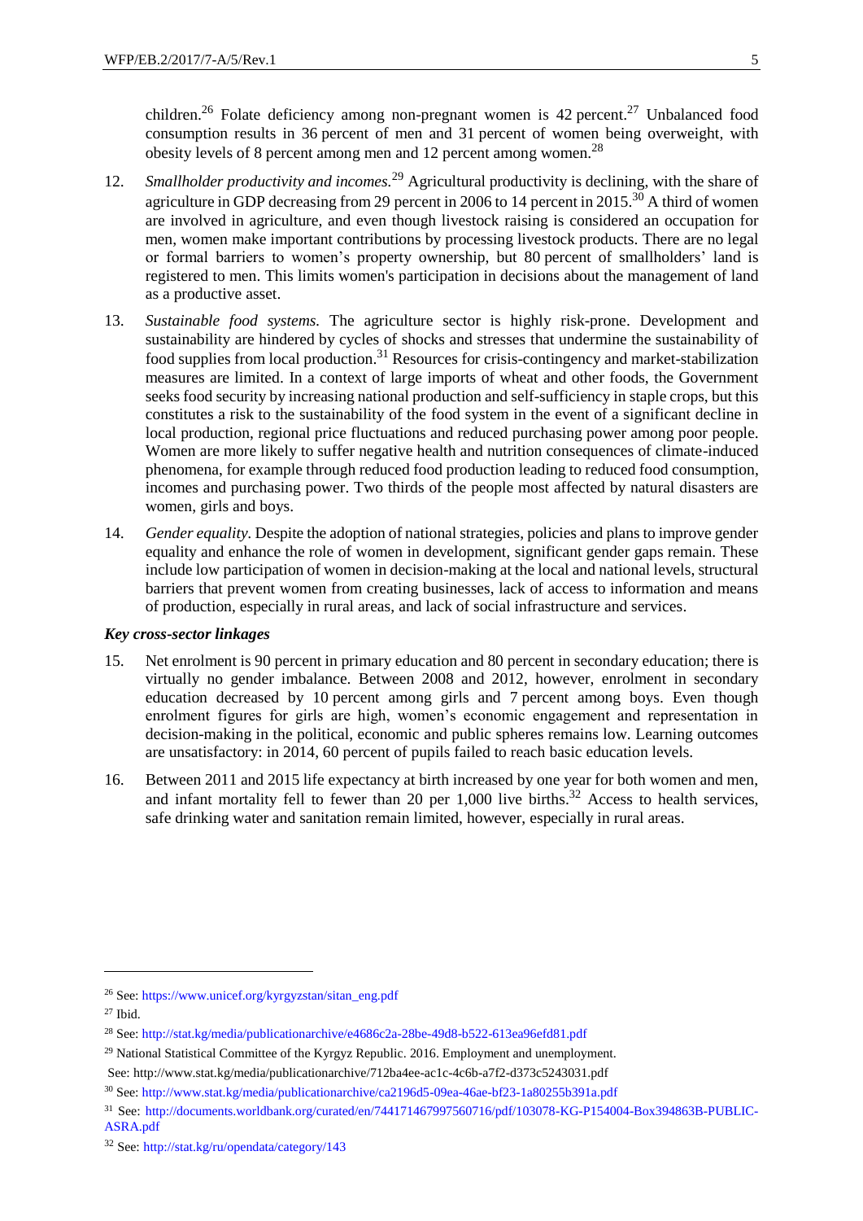children.[26] Folate deficiency among non-pregnant women is 42 percent.[27] Unbalanced food consumption results in 36 percent of men and 31 percent of women being overweight, with obesity levels of 8 percent among men and 12 percent among women.[28]

12. *Smallholder productivity and incomes.*[29] Agricultural productivity is declining, with the share of agriculture in GDP decreasing from 29 percent in 2006 to 14 percent in 2015.[30] A third of women are involved in agriculture, and even though livestock raising is considered an occupation for men, women make important contributions by processing livestock products. There are no legal or formal barriers to women's property ownership, but 80 percent of smallholders' land is registered to men. This limits women's participation in decisions about the management of land as a productive asset.

13. *Sustainable food systems.* The agriculture sector is highly risk-prone. Development and sustainability are hindered by cycles of shocks and stresses that undermine the sustainability of food supplies from local production.[31] Resources for crisis-contingency and market-stabilization measures are limited. In a context of large imports of wheat and other foods, the Government seeks food security by increasing national production and self-sufficiency in staple crops, but this constitutes a risk to the sustainability of the food system in the event of a significant decline in local production, regional price fluctuations and reduced purchasing power among poor people. Women are more likely to suffer negative health and nutrition consequences of climate-induced phenomena, for example through reduced food production leading to reduced food consumption, incomes and purchasing power. Two thirds of the people most affected by natural disasters are women, girls and boys.

14. *Gender equality.* Despite the adoption of national strategies, policies and plans to improve gender equality and enhance the role of women in development, significant gender gaps remain. These include low participation of women in decision-making at the local and national levels, structural barriers that prevent women from creating businesses, lack of access to information and means of production, especially in rural areas, and lack of social infrastructure and services.

***Key cross-sector linkages***

15. Net enrolment is 90 percent in primary education and 80 percent in secondary education; there is virtually no gender imbalance. Between 2008 and 2012, however, enrolment in secondary education decreased by 10 percent among girls and 7 percent among boys. Even though enrolment figures for girls are high, women's economic engagement and representation in decision-making in the political, economic and public spheres remains low. Learning outcomes are unsatisfactory: in 2014, 60 percent of pupils failed to reach basic education levels.

16. Between 2011 and 2015 life expectancy at birth increased by one year for both women and men, and infant mortality fell to fewer than 20 per 1,000 live births.[32] Access to health services, safe drinking water and sanitation remain limited, however, especially in rural areas.

---

[26] See: https://www.unicef.org/kyrgyzstan/sitan_eng.pdf

[27] Ibid.

[28] See: http://stat.kg/media/publicationarchive/e4686c2a-28be-49d8-b522-613ea96efd81.pdf

[29] National Statistical Committee of the Kyrgyz Republic. 2016. Employment and unemployment.
See: http://www.stat.kg/media/publicationarchive/712ba4ee-ac1c-4c6b-a7f2-d373c5243031.pdf

[30] See: http://www.stat.kg/media/publicationarchive/ca2196d5-09ea-46ae-bf23-1a80255b391a.pdf

[31] See: http://documents.worldbank.org/curated/en/744171467997560716/pdf/103078-KG-P154004-Box394863B-PUBLIC-ASRA.pdf

[32] See: http://stat.kg/ru/opendata/category/143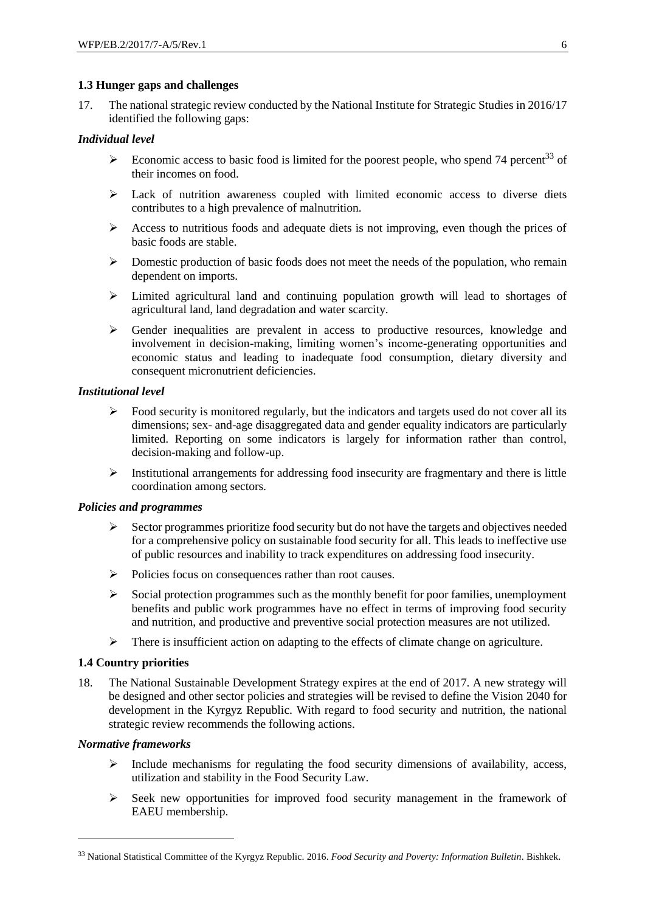### 1.3 Hunger gaps and challenges

17. The national strategic review conducted by the National Institute for Strategic Studies in 2016/17 identified the following gaps:

*Individual level*

- Economic access to basic food is limited for the poorest people, who spend 74 percent[33] of their incomes on food.
- Lack of nutrition awareness coupled with limited economic access to diverse diets contributes to a high prevalence of malnutrition.
- Access to nutritious foods and adequate diets is not improving, even though the prices of basic foods are stable.
- Domestic production of basic foods does not meet the needs of the population, who remain dependent on imports.
- Limited agricultural land and continuing population growth will lead to shortages of agricultural land, land degradation and water scarcity.
- Gender inequalities are prevalent in access to productive resources, knowledge and involvement in decision-making, limiting women's income-generating opportunities and economic status and leading to inadequate food consumption, dietary diversity and consequent micronutrient deficiencies.

*Institutional level*

- Food security is monitored regularly, but the indicators and targets used do not cover all its dimensions; sex- and-age disaggregated data and gender equality indicators are particularly limited. Reporting on some indicators is largely for information rather than control, decision-making and follow-up.
- Institutional arrangements for addressing food insecurity are fragmentary and there is little coordination among sectors.

*Policies and programmes*

- Sector programmes prioritize food security but do not have the targets and objectives needed for a comprehensive policy on sustainable food security for all. This leads to ineffective use of public resources and inability to track expenditures on addressing food insecurity.
- Policies focus on consequences rather than root causes.
- Social protection programmes such as the monthly benefit for poor families, unemployment benefits and public work programmes have no effect in terms of improving food security and nutrition, and productive and preventive social protection measures are not utilized.
- There is insufficient action on adapting to the effects of climate change on agriculture.

### 1.4 Country priorities

18. The National Sustainable Development Strategy expires at the end of 2017. A new strategy will be designed and other sector policies and strategies will be revised to define the Vision 2040 for development in the Kyrgyz Republic. With regard to food security and nutrition, the national strategic review recommends the following actions.

*Normative frameworks*

- Include mechanisms for regulating the food security dimensions of availability, access, utilization and stability in the Food Security Law.
- Seek new opportunities for improved food security management in the framework of EAEU membership.

---

[33] National Statistical Committee of the Kyrgyz Republic. 2016. *Food Security and Poverty: Information Bulletin*. Bishkek.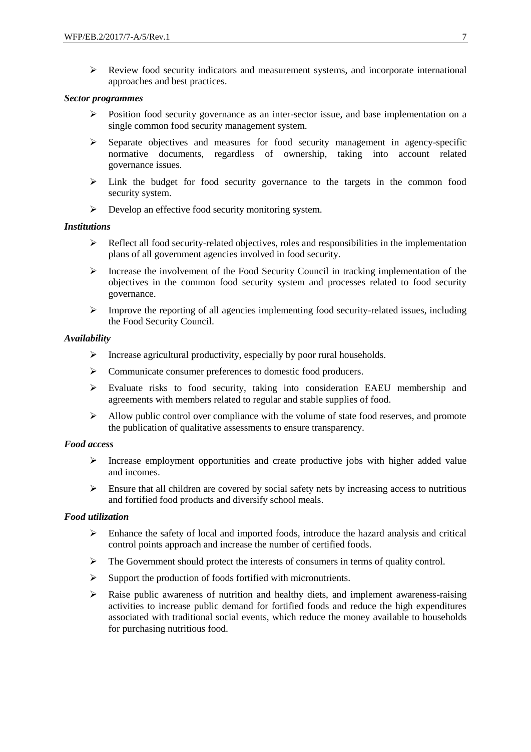- Review food security indicators and measurement systems, and incorporate international approaches and best practices.

***Sector programmes***

- Position food security governance as an inter-sector issue, and base implementation on a single common food security management system.
- Separate objectives and measures for food security management in agency-specific normative documents, regardless of ownership, taking into account related governance issues.
- Link the budget for food security governance to the targets in the common food security system.
- Develop an effective food security monitoring system.

***Institutions***

- Reflect all food security-related objectives, roles and responsibilities in the implementation plans of all government agencies involved in food security.
- Increase the involvement of the Food Security Council in tracking implementation of the objectives in the common food security system and processes related to food security governance.
- Improve the reporting of all agencies implementing food security-related issues, including the Food Security Council.

***Availability***

- Increase agricultural productivity, especially by poor rural households.
- Communicate consumer preferences to domestic food producers.
- Evaluate risks to food security, taking into consideration EAEU membership and agreements with members related to regular and stable supplies of food.
- Allow public control over compliance with the volume of state food reserves, and promote the publication of qualitative assessments to ensure transparency.

***Food access***

- Increase employment opportunities and create productive jobs with higher added value and incomes.
- Ensure that all children are covered by social safety nets by increasing access to nutritious and fortified food products and diversify school meals.

***Food utilization***

- Enhance the safety of local and imported foods, introduce the hazard analysis and critical control points approach and increase the number of certified foods.
- The Government should protect the interests of consumers in terms of quality control.
- Support the production of foods fortified with micronutrients.
- Raise public awareness of nutrition and healthy diets, and implement awareness-raising activities to increase public demand for fortified foods and reduce the high expenditures associated with traditional social events, which reduce the money available to households for purchasing nutritious food.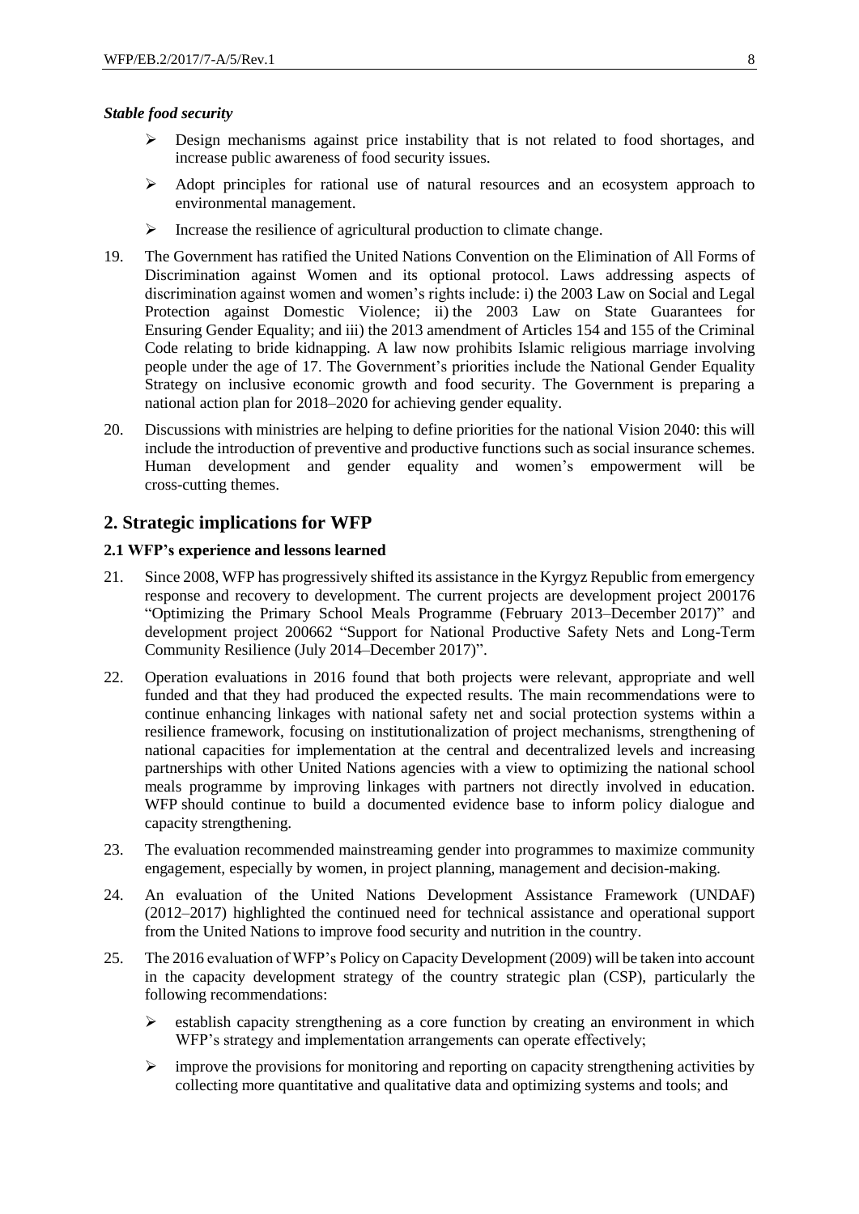***Stable food security***

- Design mechanisms against price instability that is not related to food shortages, and increase public awareness of food security issues.
- Adopt principles for rational use of natural resources and an ecosystem approach to environmental management.
- Increase the resilience of agricultural production to climate change.

19. The Government has ratified the United Nations Convention on the Elimination of All Forms of Discrimination against Women and its optional protocol. Laws addressing aspects of discrimination against women and women's rights include: i) the 2003 Law on Social and Legal Protection against Domestic Violence; ii) the 2003 Law on State Guarantees for Ensuring Gender Equality; and iii) the 2013 amendment of Articles 154 and 155 of the Criminal Code relating to bride kidnapping. A law now prohibits Islamic religious marriage involving people under the age of 17. The Government's priorities include the National Gender Equality Strategy on inclusive economic growth and food security. The Government is preparing a national action plan for 2018–2020 for achieving gender equality.

20. Discussions with ministries are helping to define priorities for the national Vision 2040: this will include the introduction of preventive and productive functions such as social insurance schemes. Human development and gender equality and women's empowerment will be cross-cutting themes.

## 2. Strategic implications for WFP

### 2.1 WFP's experience and lessons learned

21. Since 2008, WFP has progressively shifted its assistance in the Kyrgyz Republic from emergency response and recovery to development. The current projects are development project 200176 "Optimizing the Primary School Meals Programme (February 2013–December 2017)" and development project 200662 "Support for National Productive Safety Nets and Long-Term Community Resilience (July 2014–December 2017)".

22. Operation evaluations in 2016 found that both projects were relevant, appropriate and well funded and that they had produced the expected results. The main recommendations were to continue enhancing linkages with national safety net and social protection systems within a resilience framework, focusing on institutionalization of project mechanisms, strengthening of national capacities for implementation at the central and decentralized levels and increasing partnerships with other United Nations agencies with a view to optimizing the national school meals programme by improving linkages with partners not directly involved in education. WFP should continue to build a documented evidence base to inform policy dialogue and capacity strengthening.

23. The evaluation recommended mainstreaming gender into programmes to maximize community engagement, especially by women, in project planning, management and decision-making.

24. An evaluation of the United Nations Development Assistance Framework (UNDAF) (2012–2017) highlighted the continued need for technical assistance and operational support from the United Nations to improve food security and nutrition in the country.

25. The 2016 evaluation of WFP's Policy on Capacity Development (2009) will be taken into account in the capacity development strategy of the country strategic plan (CSP), particularly the following recommendations:

    - establish capacity strengthening as a core function by creating an environment in which WFP's strategy and implementation arrangements can operate effectively;
    - improve the provisions for monitoring and reporting on capacity strengthening activities by collecting more quantitative and qualitative data and optimizing systems and tools; and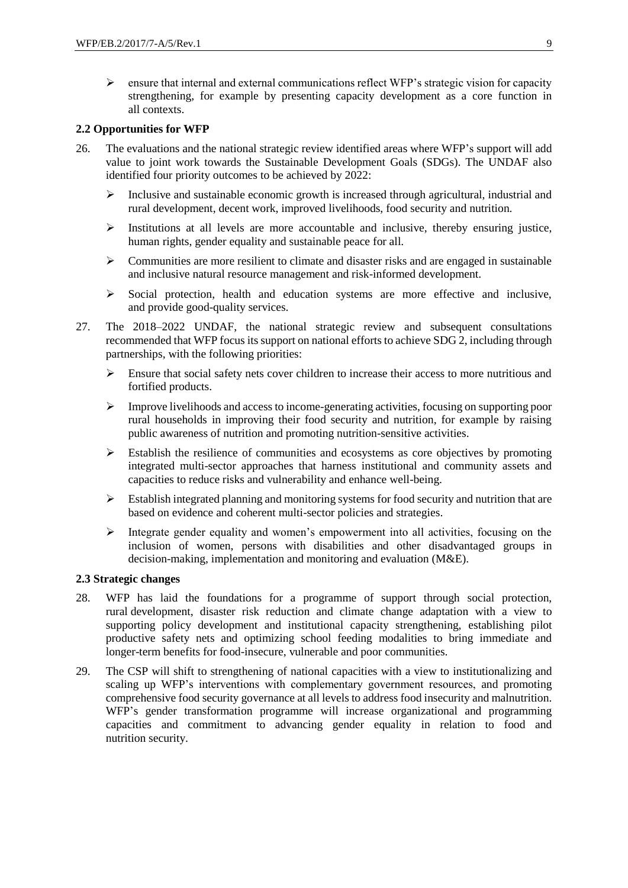- ensure that internal and external communications reflect WFP's strategic vision for capacity strengthening, for example by presenting capacity development as a core function in all contexts.

### 2.2 Opportunities for WFP

26. The evaluations and the national strategic review identified areas where WFP's support will add value to joint work towards the Sustainable Development Goals (SDGs). The UNDAF also identified four priority outcomes to be achieved by 2022:

    - Inclusive and sustainable economic growth is increased through agricultural, industrial and rural development, decent work, improved livelihoods, food security and nutrition.
    - Institutions at all levels are more accountable and inclusive, thereby ensuring justice, human rights, gender equality and sustainable peace for all.
    - Communities are more resilient to climate and disaster risks and are engaged in sustainable and inclusive natural resource management and risk-informed development.
    - Social protection, health and education systems are more effective and inclusive, and provide good-quality services.

27. The 2018–2022 UNDAF, the national strategic review and subsequent consultations recommended that WFP focus its support on national efforts to achieve SDG 2, including through partnerships, with the following priorities:

    - Ensure that social safety nets cover children to increase their access to more nutritious and fortified products.
    - Improve livelihoods and access to income-generating activities, focusing on supporting poor rural households in improving their food security and nutrition, for example by raising public awareness of nutrition and promoting nutrition-sensitive activities.
    - Establish the resilience of communities and ecosystems as core objectives by promoting integrated multi-sector approaches that harness institutional and community assets and capacities to reduce risks and vulnerability and enhance well-being.
    - Establish integrated planning and monitoring systems for food security and nutrition that are based on evidence and coherent multi-sector policies and strategies.
    - Integrate gender equality and women's empowerment into all activities, focusing on the inclusion of women, persons with disabilities and other disadvantaged groups in decision-making, implementation and monitoring and evaluation (M&E).

### 2.3 Strategic changes

28. WFP has laid the foundations for a programme of support through social protection, rural development, disaster risk reduction and climate change adaptation with a view to supporting policy development and institutional capacity strengthening, establishing pilot productive safety nets and optimizing school feeding modalities to bring immediate and longer-term benefits for food-insecure, vulnerable and poor communities.

29. The CSP will shift to strengthening of national capacities with a view to institutionalizing and scaling up WFP's interventions with complementary government resources, and promoting comprehensive food security governance at all levels to address food insecurity and malnutrition. WFP's gender transformation programme will increase organizational and programming capacities and commitment to advancing gender equality in relation to food and nutrition security.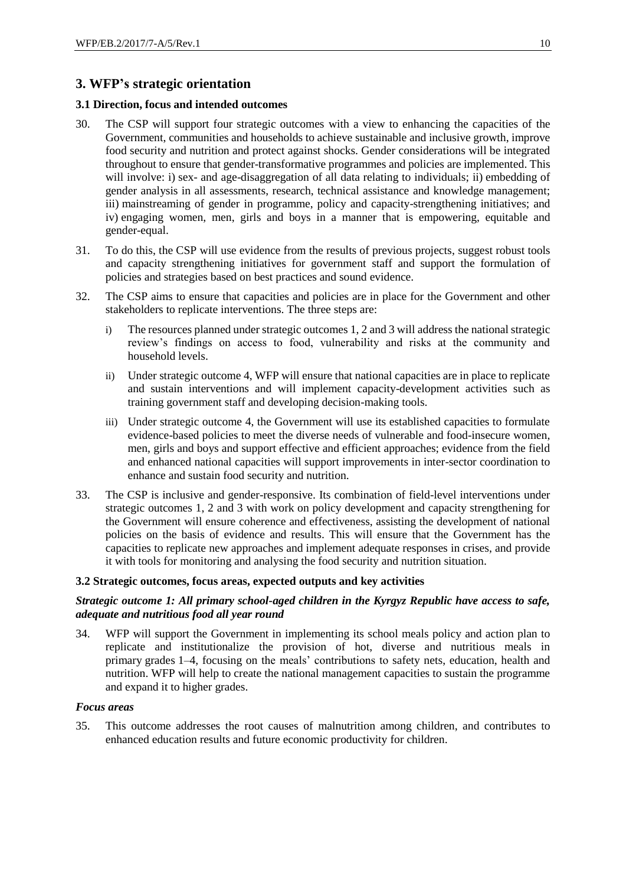## 3. WFP's strategic orientation

### 3.1 Direction, focus and intended outcomes

30. The CSP will support four strategic outcomes with a view to enhancing the capacities of the Government, communities and households to achieve sustainable and inclusive growth, improve food security and nutrition and protect against shocks. Gender considerations will be integrated throughout to ensure that gender-transformative programmes and policies are implemented. This will involve: i) sex- and age-disaggregation of all data relating to individuals; ii) embedding of gender analysis in all assessments, research, technical assistance and knowledge management; iii) mainstreaming of gender in programme, policy and capacity-strengthening initiatives; and iv) engaging women, men, girls and boys in a manner that is empowering, equitable and gender-equal.

31. To do this, the CSP will use evidence from the results of previous projects, suggest robust tools and capacity strengthening initiatives for government staff and support the formulation of policies and strategies based on best practices and sound evidence.

32. The CSP aims to ensure that capacities and policies are in place for the Government and other stakeholders to replicate interventions. The three steps are:

    i) The resources planned under strategic outcomes 1, 2 and 3 will address the national strategic review's findings on access to food, vulnerability and risks at the community and household levels.

    ii) Under strategic outcome 4, WFP will ensure that national capacities are in place to replicate and sustain interventions and will implement capacity-development activities such as training government staff and developing decision-making tools.

    iii) Under strategic outcome 4, the Government will use its established capacities to formulate evidence-based policies to meet the diverse needs of vulnerable and food-insecure women, men, girls and boys and support effective and efficient approaches; evidence from the field and enhanced national capacities will support improvements in inter-sector coordination to enhance and sustain food security and nutrition.

33. The CSP is inclusive and gender-responsive. Its combination of field-level interventions under strategic outcomes 1, 2 and 3 with work on policy development and capacity strengthening for the Government will ensure coherence and effectiveness, assisting the development of national policies on the basis of evidence and results. This will ensure that the Government has the capacities to replicate new approaches and implement adequate responses in crises, and provide it with tools for monitoring and analysing the food security and nutrition situation.

### 3.2 Strategic outcomes, focus areas, expected outputs and key activities

***Strategic outcome 1: All primary school-aged children in the Kyrgyz Republic have access to safe, adequate and nutritious food all year round***

34. WFP will support the Government in implementing its school meals policy and action plan to replicate and institutionalize the provision of hot, diverse and nutritious meals in primary grades 1–4, focusing on the meals' contributions to safety nets, education, health and nutrition. WFP will help to create the national management capacities to sustain the programme and expand it to higher grades.

***Focus areas***

35. This outcome addresses the root causes of malnutrition among children, and contributes to enhanced education results and future economic productivity for children.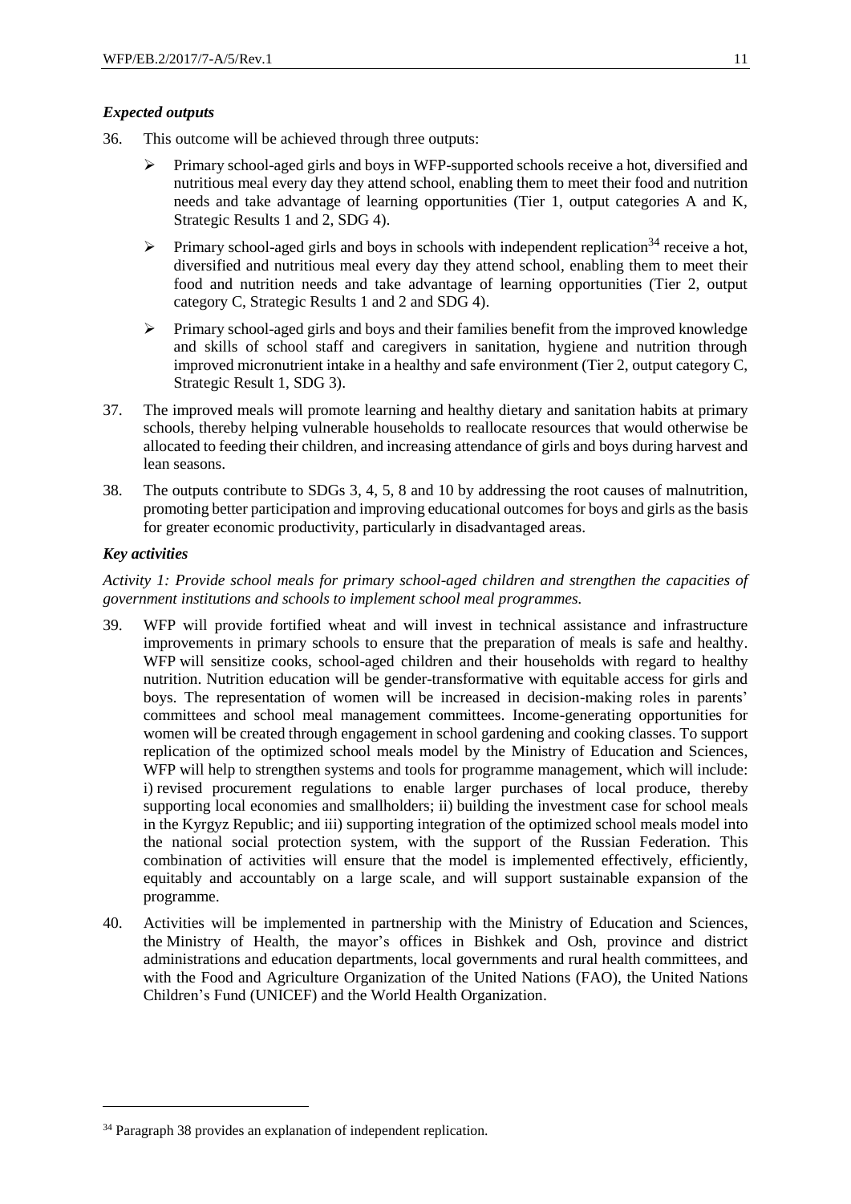### *Expected outputs*

36. This outcome will be achieved through three outputs:

- Primary school-aged girls and boys in WFP-supported schools receive a hot, diversified and nutritious meal every day they attend school, enabling them to meet their food and nutrition needs and take advantage of learning opportunities (Tier 1, output categories A and K, Strategic Results 1 and 2, SDG 4).
- Primary school-aged girls and boys in schools with independent replication[34] receive a hot, diversified and nutritious meal every day they attend school, enabling them to meet their food and nutrition needs and take advantage of learning opportunities (Tier 2, output category C, Strategic Results 1 and 2 and SDG 4).
- Primary school-aged girls and boys and their families benefit from the improved knowledge and skills of school staff and caregivers in sanitation, hygiene and nutrition through improved micronutrient intake in a healthy and safe environment (Tier 2, output category C, Strategic Result 1, SDG 3).

37. The improved meals will promote learning and healthy dietary and sanitation habits at primary schools, thereby helping vulnerable households to reallocate resources that would otherwise be allocated to feeding their children, and increasing attendance of girls and boys during harvest and lean seasons.

38. The outputs contribute to SDGs 3, 4, 5, 8 and 10 by addressing the root causes of malnutrition, promoting better participation and improving educational outcomes for boys and girls as the basis for greater economic productivity, particularly in disadvantaged areas.

### *Key activities*

*Activity 1: Provide school meals for primary school-aged children and strengthen the capacities of government institutions and schools to implement school meal programmes.*

39. WFP will provide fortified wheat and will invest in technical assistance and infrastructure improvements in primary schools to ensure that the preparation of meals is safe and healthy. WFP will sensitize cooks, school-aged children and their households with regard to healthy nutrition. Nutrition education will be gender-transformative with equitable access for girls and boys. The representation of women will be increased in decision-making roles in parents' committees and school meal management committees. Income-generating opportunities for women will be created through engagement in school gardening and cooking classes. To support replication of the optimized school meals model by the Ministry of Education and Sciences, WFP will help to strengthen systems and tools for programme management, which will include: i) revised procurement regulations to enable larger purchases of local produce, thereby supporting local economies and smallholders; ii) building the investment case for school meals in the Kyrgyz Republic; and iii) supporting integration of the optimized school meals model into the national social protection system, with the support of the Russian Federation. This combination of activities will ensure that the model is implemented effectively, efficiently, equitably and accountably on a large scale, and will support sustainable expansion of the programme.

40. Activities will be implemented in partnership with the Ministry of Education and Sciences, the Ministry of Health, the mayor's offices in Bishkek and Osh, province and district administrations and education departments, local governments and rural health committees, and with the Food and Agriculture Organization of the United Nations (FAO), the United Nations Children's Fund (UNICEF) and the World Health Organization.

---

[34] Paragraph 38 provides an explanation of independent replication.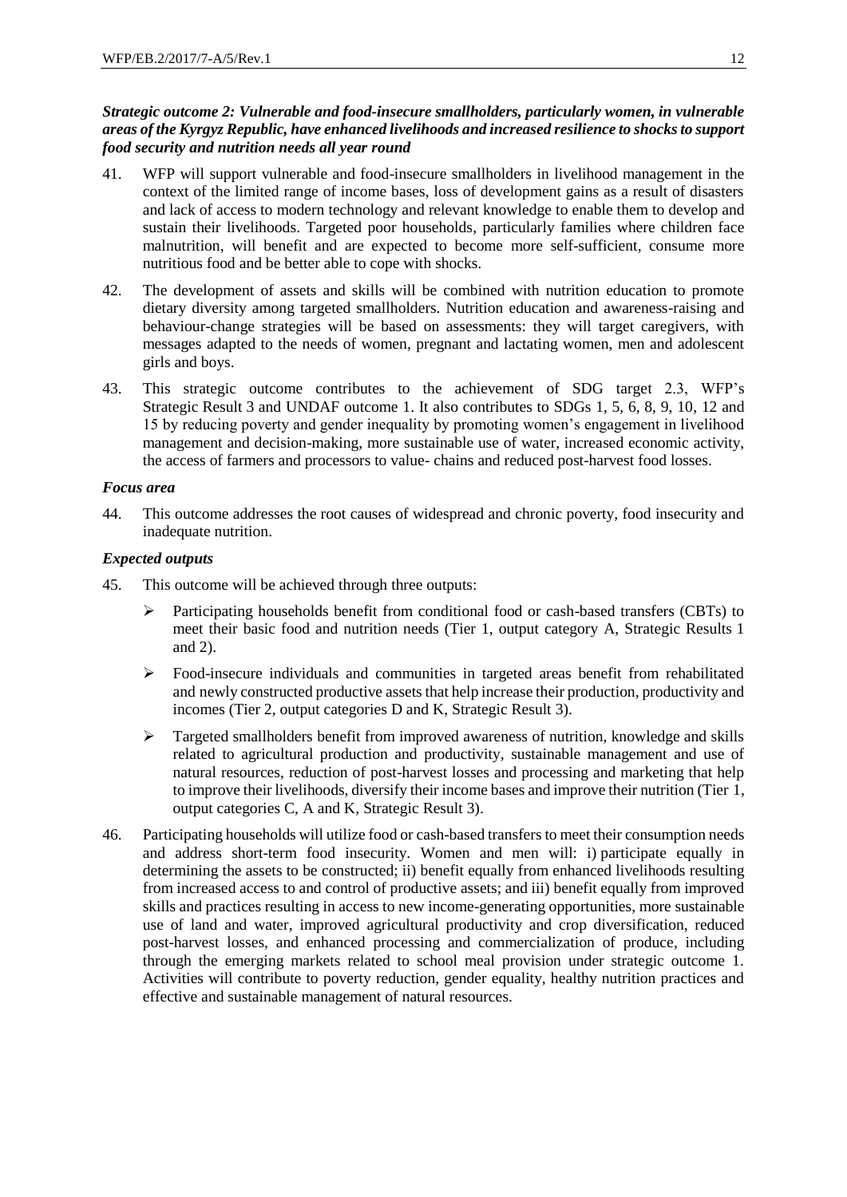***Strategic outcome 2: Vulnerable and food-insecure smallholders, particularly women, in vulnerable areas of the Kyrgyz Republic, have enhanced livelihoods and increased resilience to shocks to support food security and nutrition needs all year round***

41. WFP will support vulnerable and food-insecure smallholders in livelihood management in the context of the limited range of income bases, loss of development gains as a result of disasters and lack of access to modern technology and relevant knowledge to enable them to develop and sustain their livelihoods. Targeted poor households, particularly families where children face malnutrition, will benefit and are expected to become more self-sufficient, consume more nutritious food and be better able to cope with shocks.

42. The development of assets and skills will be combined with nutrition education to promote dietary diversity among targeted smallholders. Nutrition education and awareness-raising and behaviour-change strategies will be based on assessments: they will target caregivers, with messages adapted to the needs of women, pregnant and lactating women, men and adolescent girls and boys.

43. This strategic outcome contributes to the achievement of SDG target 2.3, WFP's Strategic Result 3 and UNDAF outcome 1. It also contributes to SDGs 1, 5, 6, 8, 9, 10, 12 and 15 by reducing poverty and gender inequality by promoting women's engagement in livelihood management and decision-making, more sustainable use of water, increased economic activity, the access of farmers and processors to value- chains and reduced post-harvest food losses.

***Focus area***

44. This outcome addresses the root causes of widespread and chronic poverty, food insecurity and inadequate nutrition.

***Expected outputs***

45. This outcome will be achieved through three outputs:

    - Participating households benefit from conditional food or cash-based transfers (CBTs) to meet their basic food and nutrition needs (Tier 1, output category A, Strategic Results 1 and 2).
    - Food-insecure individuals and communities in targeted areas benefit from rehabilitated and newly constructed productive assets that help increase their production, productivity and incomes (Tier 2, output categories D and K, Strategic Result 3).
    - Targeted smallholders benefit from improved awareness of nutrition, knowledge and skills related to agricultural production and productivity, sustainable management and use of natural resources, reduction of post-harvest losses and processing and marketing that help to improve their livelihoods, diversify their income bases and improve their nutrition (Tier 1, output categories C, A and K, Strategic Result 3).

46. Participating households will utilize food or cash-based transfers to meet their consumption needs and address short-term food insecurity. Women and men will: i) participate equally in determining the assets to be constructed; ii) benefit equally from enhanced livelihoods resulting from increased access to and control of productive assets; and iii) benefit equally from improved skills and practices resulting in access to new income-generating opportunities, more sustainable use of land and water, improved agricultural productivity and crop diversification, reduced post-harvest losses, and enhanced processing and commercialization of produce, including through the emerging markets related to school meal provision under strategic outcome 1. Activities will contribute to poverty reduction, gender equality, healthy nutrition practices and effective and sustainable management of natural resources.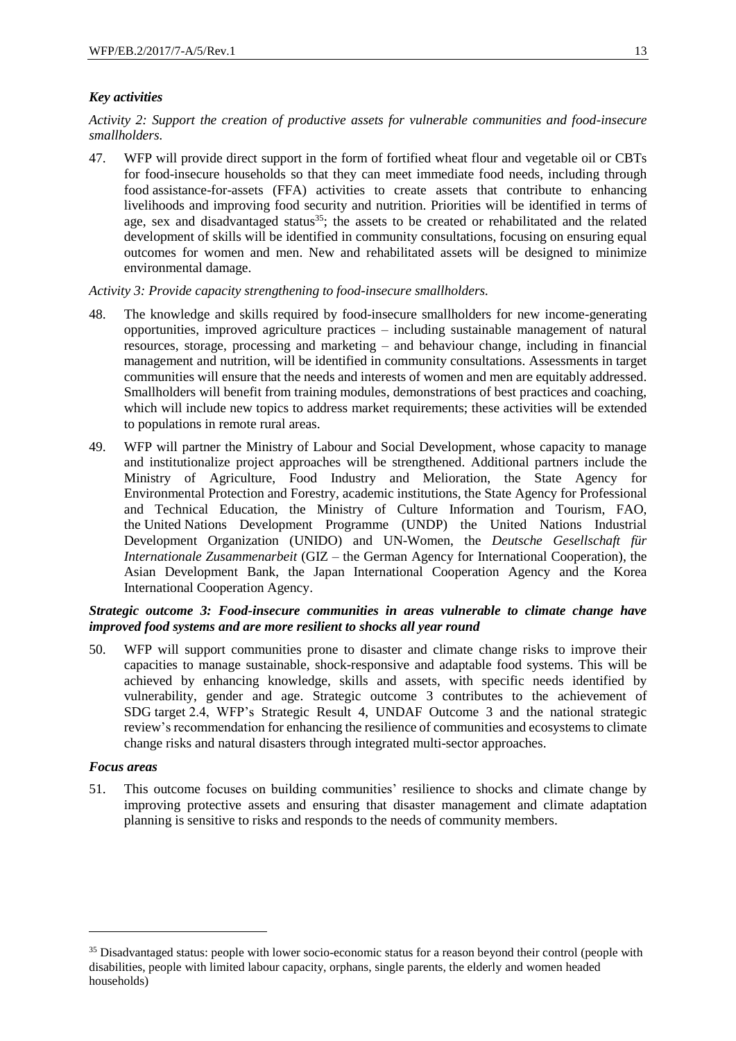### *Key activities*

*Activity 2: Support the creation of productive assets for vulnerable communities and food-insecure smallholders.*

47. WFP will provide direct support in the form of fortified wheat flour and vegetable oil or CBTs for food-insecure households so that they can meet immediate food needs, including through food assistance-for-assets (FFA) activities to create assets that contribute to enhancing livelihoods and improving food security and nutrition. Priorities will be identified in terms of age, sex and disadvantaged status[35]; the assets to be created or rehabilitated and the related development of skills will be identified in community consultations, focusing on ensuring equal outcomes for women and men. New and rehabilitated assets will be designed to minimize environmental damage.

*Activity 3: Provide capacity strengthening to food-insecure smallholders.*

48. The knowledge and skills required by food-insecure smallholders for new income-generating opportunities, improved agriculture practices – including sustainable management of natural resources, storage, processing and marketing – and behaviour change, including in financial management and nutrition, will be identified in community consultations. Assessments in target communities will ensure that the needs and interests of women and men are equitably addressed. Smallholders will benefit from training modules, demonstrations of best practices and coaching, which will include new topics to address market requirements; these activities will be extended to populations in remote rural areas.

49. WFP will partner the Ministry of Labour and Social Development, whose capacity to manage and institutionalize project approaches will be strengthened. Additional partners include the Ministry of Agriculture, Food Industry and Melioration, the State Agency for Environmental Protection and Forestry, academic institutions, the State Agency for Professional and Technical Education, the Ministry of Culture Information and Tourism, FAO, the United Nations Development Programme (UNDP) the United Nations Industrial Development Organization (UNIDO) and UN-Women, the *Deutsche Gesellschaft für Internationale Zusammenarbeit* (GIZ – the German Agency for International Cooperation), the Asian Development Bank, the Japan International Cooperation Agency and the Korea International Cooperation Agency.

### ***Strategic outcome 3: Food-insecure communities in areas vulnerable to climate change have improved food systems and are more resilient to shocks all year round***

50. WFP will support communities prone to disaster and climate change risks to improve their capacities to manage sustainable, shock-responsive and adaptable food systems. This will be achieved by enhancing knowledge, skills and assets, with specific needs identified by vulnerability, gender and age. Strategic outcome 3 contributes to the achievement of SDG target 2.4, WFP's Strategic Result 4, UNDAF Outcome 3 and the national strategic review's recommendation for enhancing the resilience of communities and ecosystems to climate change risks and natural disasters through integrated multi-sector approaches.

### *Focus areas*

51. This outcome focuses on building communities' resilience to shocks and climate change by improving protective assets and ensuring that disaster management and climate adaptation planning is sensitive to risks and responds to the needs of community members.

---

[35] Disadvantaged status: people with lower socio-economic status for a reason beyond their control (people with disabilities, people with limited labour capacity, orphans, single parents, the elderly and women headed households)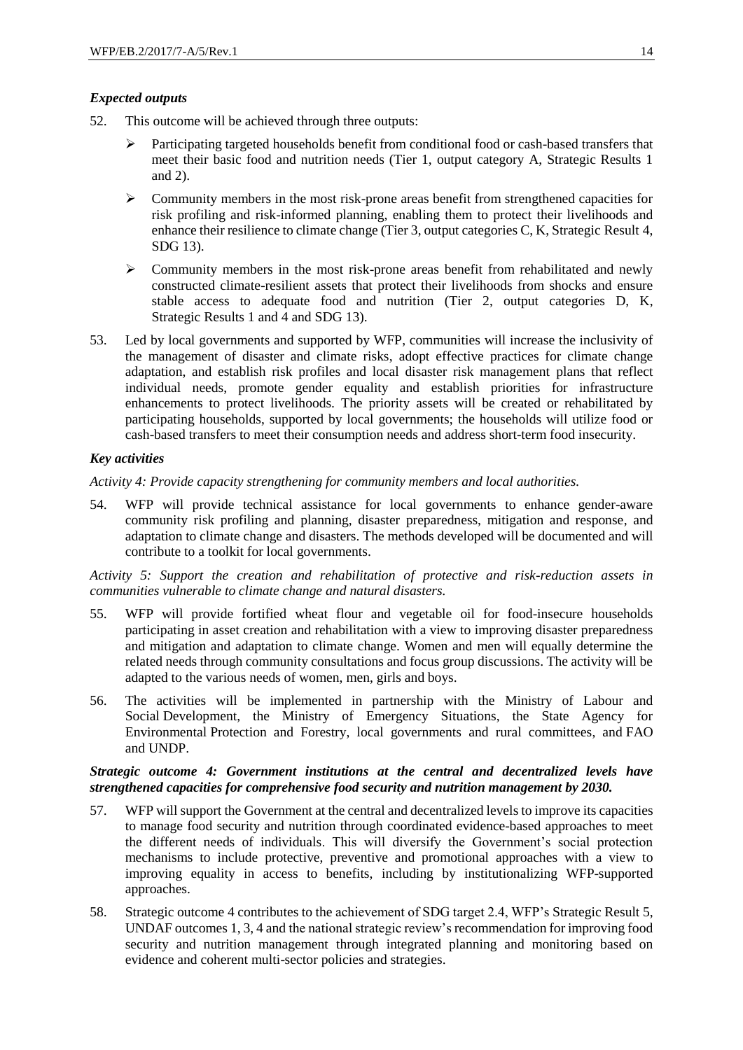### *Expected outputs*

52. This outcome will be achieved through three outputs:

   - Participating targeted households benefit from conditional food or cash-based transfers that meet their basic food and nutrition needs (Tier 1, output category A, Strategic Results 1 and 2).
   - Community members in the most risk-prone areas benefit from strengthened capacities for risk profiling and risk-informed planning, enabling them to protect their livelihoods and enhance their resilience to climate change (Tier 3, output categories C, K, Strategic Result 4, SDG 13).
   - Community members in the most risk-prone areas benefit from rehabilitated and newly constructed climate-resilient assets that protect their livelihoods from shocks and ensure stable access to adequate food and nutrition (Tier 2, output categories D, K, Strategic Results 1 and 4 and SDG 13).

53. Led by local governments and supported by WFP, communities will increase the inclusivity of the management of disaster and climate risks, adopt effective practices for climate change adaptation, and establish risk profiles and local disaster risk management plans that reflect individual needs, promote gender equality and establish priorities for infrastructure enhancements to protect livelihoods. The priority assets will be created or rehabilitated by participating households, supported by local governments; the households will utilize food or cash-based transfers to meet their consumption needs and address short-term food insecurity.

### *Key activities*

*Activity 4: Provide capacity strengthening for community members and local authorities.*

54. WFP will provide technical assistance for local governments to enhance gender-aware community risk profiling and planning, disaster preparedness, mitigation and response, and adaptation to climate change and disasters. The methods developed will be documented and will contribute to a toolkit for local governments.

*Activity 5: Support the creation and rehabilitation of protective and risk-reduction assets in communities vulnerable to climate change and natural disasters.*

55. WFP will provide fortified wheat flour and vegetable oil for food-insecure households participating in asset creation and rehabilitation with a view to improving disaster preparedness and mitigation and adaptation to climate change. Women and men will equally determine the related needs through community consultations and focus group discussions. The activity will be adapted to the various needs of women, men, girls and boys.

56. The activities will be implemented in partnership with the Ministry of Labour and Social Development, the Ministry of Emergency Situations, the State Agency for Environmental Protection and Forestry, local governments and rural committees, and FAO and UNDP.

### ***Strategic outcome 4: Government institutions at the central and decentralized levels have strengthened capacities for comprehensive food security and nutrition management by 2030.***

57. WFP will support the Government at the central and decentralized levels to improve its capacities to manage food security and nutrition through coordinated evidence-based approaches to meet the different needs of individuals. This will diversify the Government's social protection mechanisms to include protective, preventive and promotional approaches with a view to improving equality in access to benefits, including by institutionalizing WFP-supported approaches.

58. Strategic outcome 4 contributes to the achievement of SDG target 2.4, WFP's Strategic Result 5, UNDAF outcomes 1, 3, 4 and the national strategic review's recommendation for improving food security and nutrition management through integrated planning and monitoring based on evidence and coherent multi-sector policies and strategies.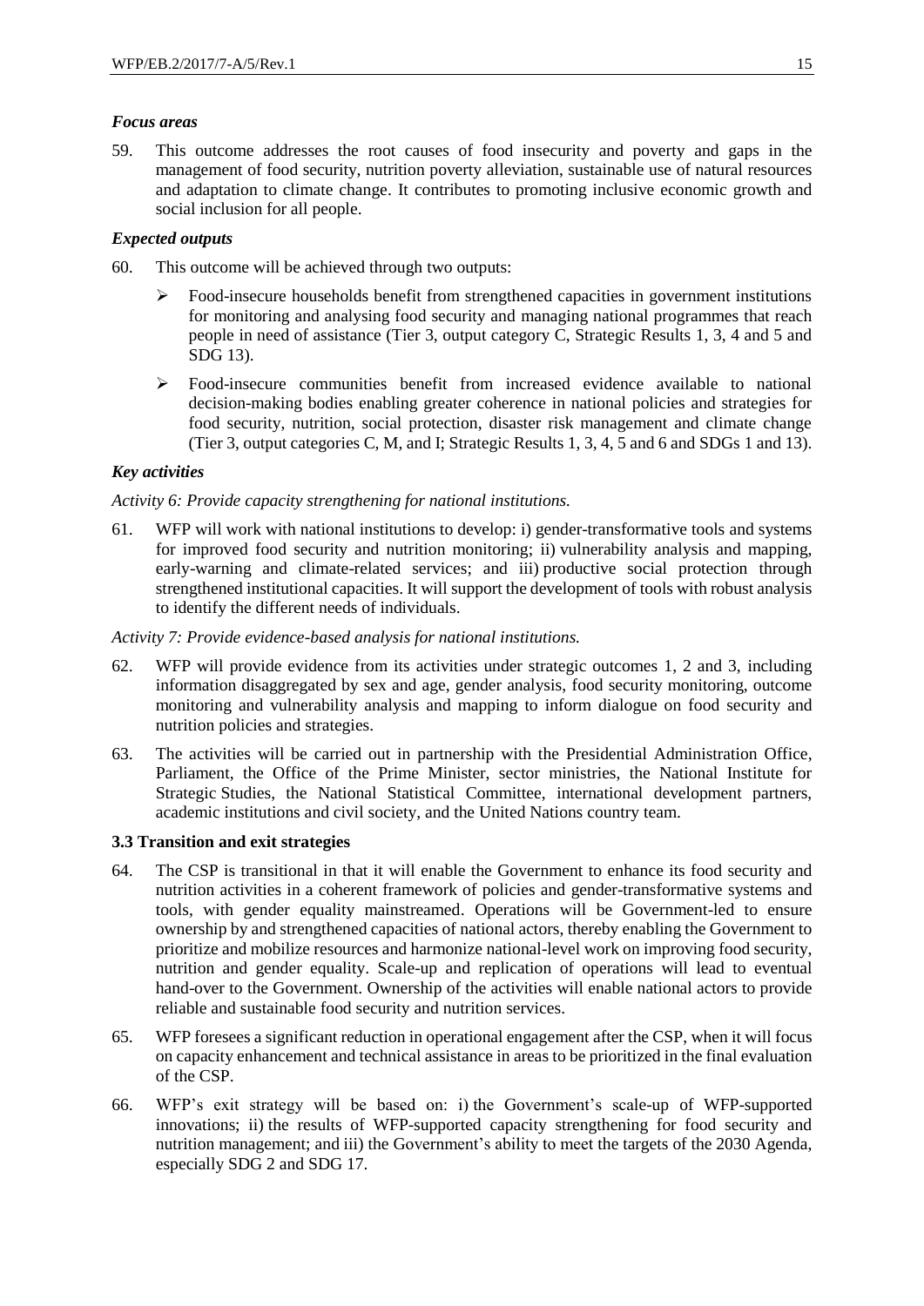### *Focus areas*

59. This outcome addresses the root causes of food insecurity and poverty and gaps in the management of food security, nutrition poverty alleviation, sustainable use of natural resources and adaptation to climate change. It contributes to promoting inclusive economic growth and social inclusion for all people.

### *Expected outputs*

60. This outcome will be achieved through two outputs:

    - Food-insecure households benefit from strengthened capacities in government institutions for monitoring and analysing food security and managing national programmes that reach people in need of assistance (Tier 3, output category C, Strategic Results 1, 3, 4 and 5 and SDG 13).
    - Food-insecure communities benefit from increased evidence available to national decision-making bodies enabling greater coherence in national policies and strategies for food security, nutrition, social protection, disaster risk management and climate change (Tier 3, output categories C, M, and I; Strategic Results 1, 3, 4, 5 and 6 and SDGs 1 and 13).

### *Key activities*

*Activity 6: Provide capacity strengthening for national institutions.*

61. WFP will work with national institutions to develop: i) gender-transformative tools and systems for improved food security and nutrition monitoring; ii) vulnerability analysis and mapping, early-warning and climate-related services; and iii) productive social protection through strengthened institutional capacities. It will support the development of tools with robust analysis to identify the different needs of individuals.

*Activity 7: Provide evidence-based analysis for national institutions.*

62. WFP will provide evidence from its activities under strategic outcomes 1, 2 and 3, including information disaggregated by sex and age, gender analysis, food security monitoring, outcome monitoring and vulnerability analysis and mapping to inform dialogue on food security and nutrition policies and strategies.

63. The activities will be carried out in partnership with the Presidential Administration Office, Parliament, the Office of the Prime Minister, sector ministries, the National Institute for Strategic Studies, the National Statistical Committee, international development partners, academic institutions and civil society, and the United Nations country team.

### **3.3 Transition and exit strategies**

64. The CSP is transitional in that it will enable the Government to enhance its food security and nutrition activities in a coherent framework of policies and gender-transformative systems and tools, with gender equality mainstreamed. Operations will be Government-led to ensure ownership by and strengthened capacities of national actors, thereby enabling the Government to prioritize and mobilize resources and harmonize national-level work on improving food security, nutrition and gender equality. Scale-up and replication of operations will lead to eventual hand-over to the Government. Ownership of the activities will enable national actors to provide reliable and sustainable food security and nutrition services.

65. WFP foresees a significant reduction in operational engagement after the CSP, when it will focus on capacity enhancement and technical assistance in areas to be prioritized in the final evaluation of the CSP.

66. WFP's exit strategy will be based on: i) the Government's scale-up of WFP-supported innovations; ii) the results of WFP-supported capacity strengthening for food security and nutrition management; and iii) the Government's ability to meet the targets of the 2030 Agenda, especially SDG 2 and SDG 17.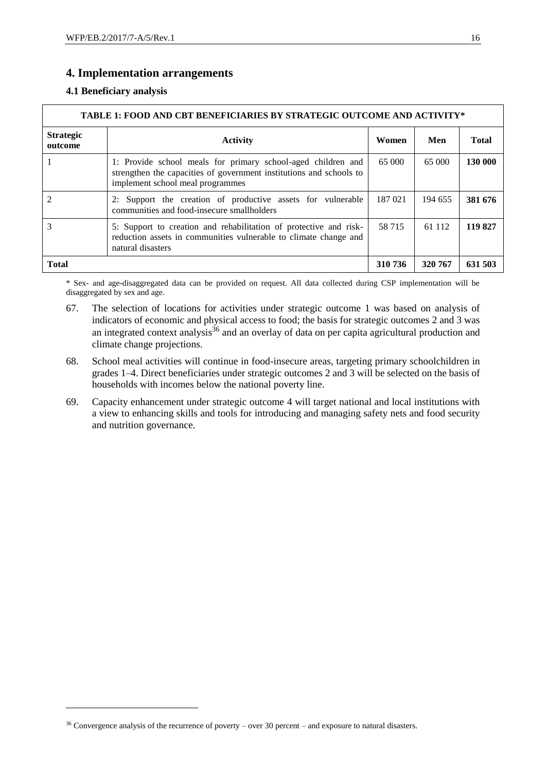# 4. Implementation arrangements

## 4.1 Beneficiary analysis

| TABLE 1: FOOD AND CBT BENEFICIARIES BY STRATEGIC OUTCOME AND ACTIVITY* | | | | |
|---|---|---|---|---|
| **Strategic outcome** | **Activity** | **Women** | **Men** | **Total** |
| 1 | 1: Provide school meals for primary school-aged children and strengthen the capacities of government institutions and schools to implement school meal programmes | 65 000 | 65 000 | **130 000** |
| 2 | 2: Support the creation of productive assets for vulnerable communities and food-insecure smallholders | 187 021 | 194 655 | **381 676** |
| 3 | 5: Support to creation and rehabilitation of protective and risk-reduction assets in communities vulnerable to climate change and natural disasters | 58 715 | 61 112 | **119 827** |
| **Total** | | **310 736** | **320 767** | **631 503** |

\* Sex- and age-disaggregated data can be provided on request. All data collected during CSP implementation will be disaggregated by sex and age.

67. The selection of locations for activities under strategic outcome 1 was based on analysis of indicators of economic and physical access to food; the basis for strategic outcomes 2 and 3 was an integrated context analysis[36] and an overlay of data on per capita agricultural production and climate change projections.

68. School meal activities will continue in food-insecure areas, targeting primary schoolchildren in grades 1–4. Direct beneficiaries under strategic outcomes 2 and 3 will be selected on the basis of households with incomes below the national poverty line.

69. Capacity enhancement under strategic outcome 4 will target national and local institutions with a view to enhancing skills and tools for introducing and managing safety nets and food security and nutrition governance.

[36] Convergence analysis of the recurrence of poverty – over 30 percent – and exposure to natural disasters.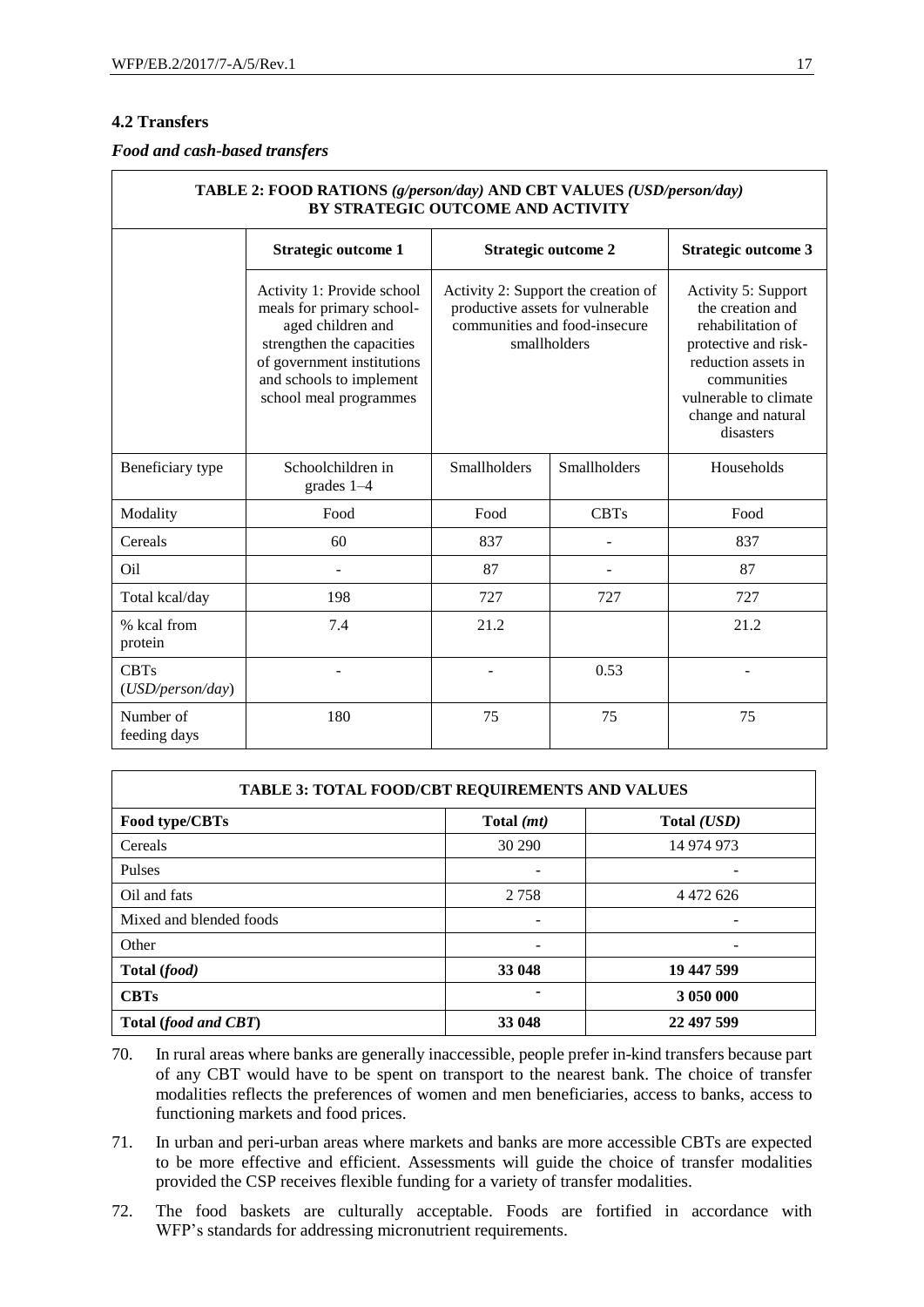### 4.2 Transfers

#### *Food and cash-based transfers*

| TABLE 2: FOOD RATIONS *(g/person/day)* AND CBT VALUES *(USD/person/day)* BY STRATEGIC OUTCOME AND ACTIVITY | | | | |
|---|---|---|---|---|
| | **Strategic outcome 1** | **Strategic outcome 2** | | **Strategic outcome 3** |
| | Activity 1: Provide school meals for primary school-aged children and strengthen the capacities of government institutions and schools to implement school meal programmes | Activity 2: Support the creation of productive assets for vulnerable communities and food-insecure smallholders | | Activity 5: Support the creation and rehabilitation of protective and risk-reduction assets in communities vulnerable to climate change and natural disasters |
| Beneficiary type | Schoolchildren in grades 1–4 | Smallholders | Smallholders | Households |
| Modality | Food | Food | CBTs | Food |
| Cereals | 60 | 837 | - | 837 |
| Oil | - | 87 | - | 87 |
| Total kcal/day | 198 | 727 | 727 | 727 |
| % kcal from protein | 7.4 | 21.2 | | 21.2 |
| CBTs (*USD/person/day*) | - | - | 0.53 | - |
| Number of feeding days | 180 | 75 | 75 | 75 |

| TABLE 3: TOTAL FOOD/CBT REQUIREMENTS AND VALUES | | |
|---|---|---|
| **Food type/CBTs** | **Total *(mt)*** | **Total *(USD)*** |
| Cereals | 30 290 | 14 974 973 |
| Pulses | - | - |
| Oil and fats | 2 758 | 4 472 626 |
| Mixed and blended foods | - | - |
| Other | - | - |
| **Total (*food*)** | **33 048** | **19 447 599** |
| **CBTs** | - | **3 050 000** |
| **Total (*food and CBT*)** | **33 048** | **22 497 599** |

70. In rural areas where banks are generally inaccessible, people prefer in-kind transfers because part of any CBT would have to be spent on transport to the nearest bank. The choice of transfer modalities reflects the preferences of women and men beneficiaries, access to banks, access to functioning markets and food prices.

71. In urban and peri-urban areas where markets and banks are more accessible CBTs are expected to be more effective and efficient. Assessments will guide the choice of transfer modalities provided the CSP receives flexible funding for a variety of transfer modalities.

72. The food baskets are culturally acceptable. Foods are fortified in accordance with WFP's standards for addressing micronutrient requirements.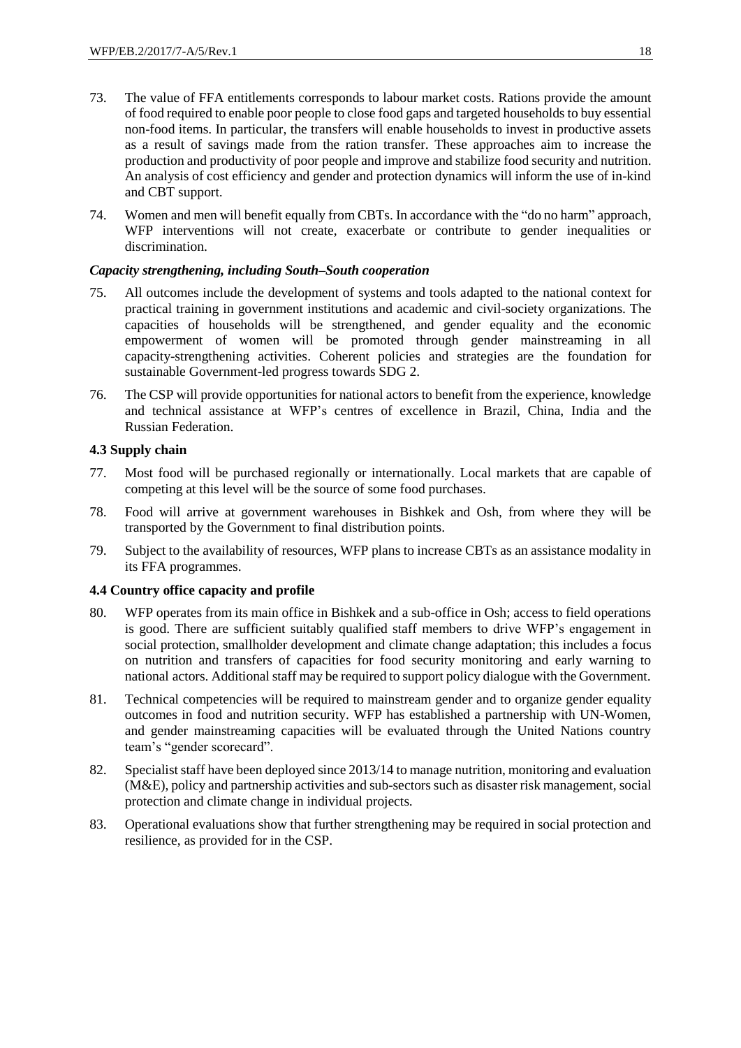73. The value of FFA entitlements corresponds to labour market costs. Rations provide the amount of food required to enable poor people to close food gaps and targeted households to buy essential non-food items. In particular, the transfers will enable households to invest in productive assets as a result of savings made from the ration transfer. These approaches aim to increase the production and productivity of poor people and improve and stabilize food security and nutrition. An analysis of cost efficiency and gender and protection dynamics will inform the use of in-kind and CBT support.

74. Women and men will benefit equally from CBTs. In accordance with the "do no harm" approach, WFP interventions will not create, exacerbate or contribute to gender inequalities or discrimination.

***Capacity strengthening, including South–South cooperation***

75. All outcomes include the development of systems and tools adapted to the national context for practical training in government institutions and academic and civil-society organizations. The capacities of households will be strengthened, and gender equality and the economic empowerment of women will be promoted through gender mainstreaming in all capacity-strengthening activities. Coherent policies and strategies are the foundation for sustainable Government-led progress towards SDG 2.

76. The CSP will provide opportunities for national actors to benefit from the experience, knowledge and technical assistance at WFP's centres of excellence in Brazil, China, India and the Russian Federation.

**4.3 Supply chain**

77. Most food will be purchased regionally or internationally. Local markets that are capable of competing at this level will be the source of some food purchases.

78. Food will arrive at government warehouses in Bishkek and Osh, from where they will be transported by the Government to final distribution points.

79. Subject to the availability of resources, WFP plans to increase CBTs as an assistance modality in its FFA programmes.

**4.4 Country office capacity and profile**

80. WFP operates from its main office in Bishkek and a sub-office in Osh; access to field operations is good. There are sufficient suitably qualified staff members to drive WFP's engagement in social protection, smallholder development and climate change adaptation; this includes a focus on nutrition and transfers of capacities for food security monitoring and early warning to national actors. Additional staff may be required to support policy dialogue with the Government.

81. Technical competencies will be required to mainstream gender and to organize gender equality outcomes in food and nutrition security. WFP has established a partnership with UN-Women, and gender mainstreaming capacities will be evaluated through the United Nations country team's "gender scorecard".

82. Specialist staff have been deployed since 2013/14 to manage nutrition, monitoring and evaluation (M&E), policy and partnership activities and sub-sectors such as disaster risk management, social protection and climate change in individual projects.

83. Operational evaluations show that further strengthening may be required in social protection and resilience, as provided for in the CSP.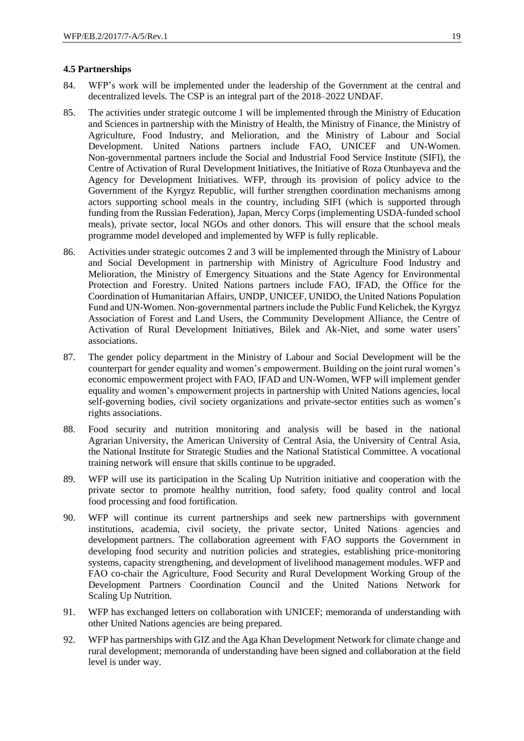### 4.5 Partnerships

84. WFP's work will be implemented under the leadership of the Government at the central and decentralized levels. The CSP is an integral part of the 2018–2022 UNDAF.

85. The activities under strategic outcome 1 will be implemented through the Ministry of Education and Sciences in partnership with the Ministry of Health, the Ministry of Finance, the Ministry of Agriculture, Food Industry, and Melioration, and the Ministry of Labour and Social Development. United Nations partners include FAO, UNICEF and UN-Women. Non-governmental partners include the Social and Industrial Food Service Institute (SIFI), the Centre of Activation of Rural Development Initiatives, the Initiative of Roza Otunbayeva and the Agency for Development Initiatives. WFP, through its provision of policy advice to the Government of the Kyrgyz Republic, will further strengthen coordination mechanisms among actors supporting school meals in the country, including SIFI (which is supported through funding from the Russian Federation), Japan, Mercy Corps (implementing USDA-funded school meals), private sector, local NGOs and other donors. This will ensure that the school meals programme model developed and implemented by WFP is fully replicable.

86. Activities under strategic outcomes 2 and 3 will be implemented through the Ministry of Labour and Social Development in partnership with Ministry of Agriculture Food Industry and Melioration, the Ministry of Emergency Situations and the State Agency for Environmental Protection and Forestry. United Nations partners include FAO, IFAD, the Office for the Coordination of Humanitarian Affairs, UNDP, UNICEF, UNIDO, the United Nations Population Fund and UN-Women. Non-governmental partners include the Public Fund Kelichek, the Kyrgyz Association of Forest and Land Users, the Community Development Alliance, the Centre of Activation of Rural Development Initiatives, Bilek and Ak-Niet, and some water users' associations.

87. The gender policy department in the Ministry of Labour and Social Development will be the counterpart for gender equality and women's empowerment. Building on the joint rural women's economic empowerment project with FAO, IFAD and UN-Women, WFP will implement gender equality and women's empowerment projects in partnership with United Nations agencies, local self-governing bodies, civil society organizations and private-sector entities such as women's rights associations.

88. Food security and nutrition monitoring and analysis will be based in the national Agrarian University, the American University of Central Asia, the University of Central Asia, the National Institute for Strategic Studies and the National Statistical Committee. A vocational training network will ensure that skills continue to be upgraded.

89. WFP will use its participation in the Scaling Up Nutrition initiative and cooperation with the private sector to promote healthy nutrition, food safety, food quality control and local food processing and food fortification.

90. WFP will continue its current partnerships and seek new partnerships with government institutions, academia, civil society, the private sector, United Nations agencies and development partners. The collaboration agreement with FAO supports the Government in developing food security and nutrition policies and strategies, establishing price-monitoring systems, capacity strengthening, and development of livelihood management modules. WFP and FAO co-chair the Agriculture, Food Security and Rural Development Working Group of the Development Partners Coordination Council and the United Nations Network for Scaling Up Nutrition.

91. WFP has exchanged letters on collaboration with UNICEF; memoranda of understanding with other United Nations agencies are being prepared.

92. WFP has partnerships with GIZ and the Aga Khan Development Network for climate change and rural development; memoranda of understanding have been signed and collaboration at the field level is under way.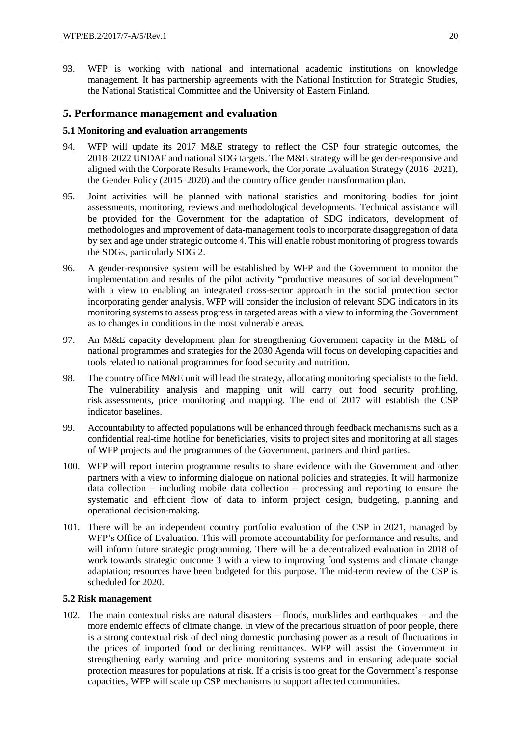93. WFP is working with national and international academic institutions on knowledge management. It has partnership agreements with the National Institution for Strategic Studies, the National Statistical Committee and the University of Eastern Finland.

## 5. Performance management and evaluation

### 5.1 Monitoring and evaluation arrangements

94. WFP will update its 2017 M&E strategy to reflect the CSP four strategic outcomes, the 2018–2022 UNDAF and national SDG targets. The M&E strategy will be gender-responsive and aligned with the Corporate Results Framework, the Corporate Evaluation Strategy (2016–2021), the Gender Policy (2015–2020) and the country office gender transformation plan.

95. Joint activities will be planned with national statistics and monitoring bodies for joint assessments, monitoring, reviews and methodological developments. Technical assistance will be provided for the Government for the adaptation of SDG indicators, development of methodologies and improvement of data-management tools to incorporate disaggregation of data by sex and age under strategic outcome 4. This will enable robust monitoring of progress towards the SDGs, particularly SDG 2.

96. A gender-responsive system will be established by WFP and the Government to monitor the implementation and results of the pilot activity "productive measures of social development" with a view to enabling an integrated cross-sector approach in the social protection sector incorporating gender analysis. WFP will consider the inclusion of relevant SDG indicators in its monitoring systems to assess progress in targeted areas with a view to informing the Government as to changes in conditions in the most vulnerable areas.

97. An M&E capacity development plan for strengthening Government capacity in the M&E of national programmes and strategies for the 2030 Agenda will focus on developing capacities and tools related to national programmes for food security and nutrition.

98. The country office M&E unit will lead the strategy, allocating monitoring specialists to the field. The vulnerability analysis and mapping unit will carry out food security profiling, risk assessments, price monitoring and mapping. The end of 2017 will establish the CSP indicator baselines.

99. Accountability to affected populations will be enhanced through feedback mechanisms such as a confidential real-time hotline for beneficiaries, visits to project sites and monitoring at all stages of WFP projects and the programmes of the Government, partners and third parties.

100. WFP will report interim programme results to share evidence with the Government and other partners with a view to informing dialogue on national policies and strategies. It will harmonize data collection – including mobile data collection – processing and reporting to ensure the systematic and efficient flow of data to inform project design, budgeting, planning and operational decision-making.

101. There will be an independent country portfolio evaluation of the CSP in 2021, managed by WFP's Office of Evaluation. This will promote accountability for performance and results, and will inform future strategic programming. There will be a decentralized evaluation in 2018 of work towards strategic outcome 3 with a view to improving food systems and climate change adaptation; resources have been budgeted for this purpose. The mid-term review of the CSP is scheduled for 2020.

### 5.2 Risk management

102. The main contextual risks are natural disasters – floods, mudslides and earthquakes – and the more endemic effects of climate change. In view of the precarious situation of poor people, there is a strong contextual risk of declining domestic purchasing power as a result of fluctuations in the prices of imported food or declining remittances. WFP will assist the Government in strengthening early warning and price monitoring systems and in ensuring adequate social protection measures for populations at risk. If a crisis is too great for the Government's response capacities, WFP will scale up CSP mechanisms to support affected communities.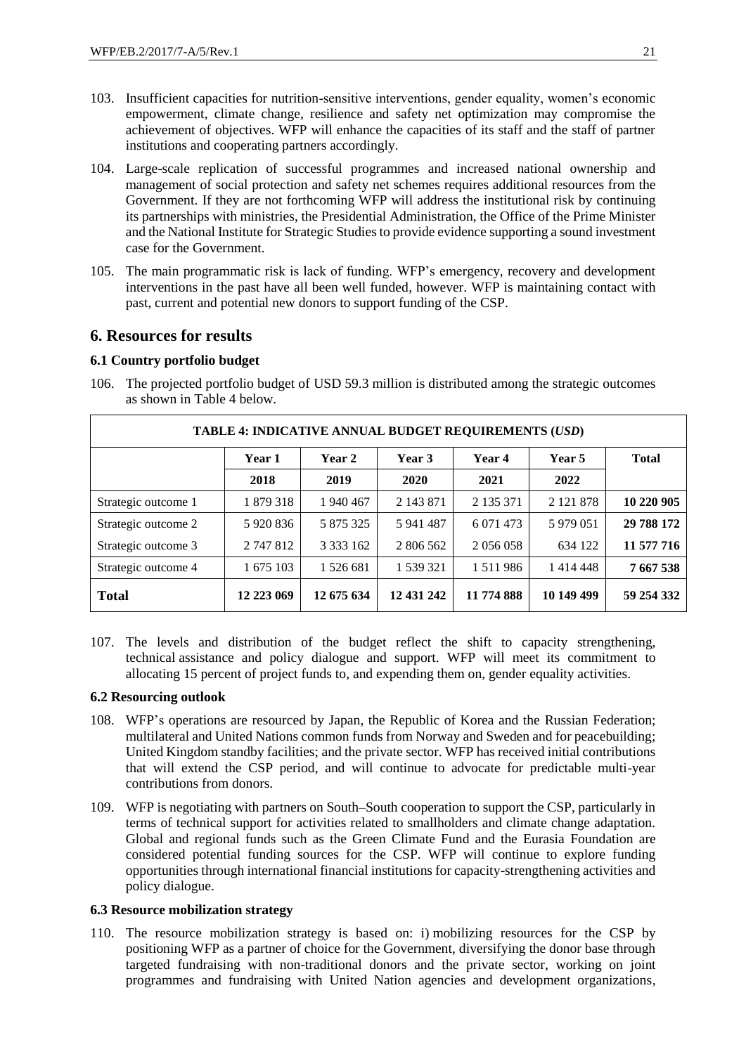103. Insufficient capacities for nutrition-sensitive interventions, gender equality, women's economic empowerment, climate change, resilience and safety net optimization may compromise the achievement of objectives. WFP will enhance the capacities of its staff and the staff of partner institutions and cooperating partners accordingly.

104. Large-scale replication of successful programmes and increased national ownership and management of social protection and safety net schemes requires additional resources from the Government. If they are not forthcoming WFP will address the institutional risk by continuing its partnerships with ministries, the Presidential Administration, the Office of the Prime Minister and the National Institute for Strategic Studies to provide evidence supporting a sound investment case for the Government.

105. The main programmatic risk is lack of funding. WFP's emergency, recovery and development interventions in the past have all been well funded, however. WFP is maintaining contact with past, current and potential new donors to support funding of the CSP.

## 6. Resources for results

### 6.1 Country portfolio budget

106. The projected portfolio budget of USD 59.3 million is distributed among the strategic outcomes as shown in Table 4 below.

| TABLE 4: INDICATIVE ANNUAL BUDGET REQUIREMENTS (*USD*) | | | | | | |
|---|---|---|---|---|---|---|
| | Year 1 | Year 2 | Year 3 | Year 4 | Year 5 | Total |
| | 2018 | 2019 | 2020 | 2021 | 2022 | |
| Strategic outcome 1 | 1 879 318 | 1 940 467 | 2 143 871 | 2 135 371 | 2 121 878 | **10 220 905** |
| Strategic outcome 2 | 5 920 836 | 5 875 325 | 5 941 487 | 6 071 473 | 5 979 051 | **29 788 172** |
| Strategic outcome 3 | 2 747 812 | 3 333 162 | 2 806 562 | 2 056 058 | 634 122 | **11 577 716** |
| Strategic outcome 4 | 1 675 103 | 1 526 681 | 1 539 321 | 1 511 986 | 1 414 448 | **7 667 538** |
| **Total** | **12 223 069** | **12 675 634** | **12 431 242** | **11 774 888** | **10 149 499** | **59 254 332** |

107. The levels and distribution of the budget reflect the shift to capacity strengthening, technical assistance and policy dialogue and support. WFP will meet its commitment to allocating 15 percent of project funds to, and expending them on, gender equality activities.

### 6.2 Resourcing outlook

108. WFP's operations are resourced by Japan, the Republic of Korea and the Russian Federation; multilateral and United Nations common funds from Norway and Sweden and for peacebuilding; United Kingdom standby facilities; and the private sector. WFP has received initial contributions that will extend the CSP period, and will continue to advocate for predictable multi-year contributions from donors.

109. WFP is negotiating with partners on South–South cooperation to support the CSP, particularly in terms of technical support for activities related to smallholders and climate change adaptation. Global and regional funds such as the Green Climate Fund and the Eurasia Foundation are considered potential funding sources for the CSP. WFP will continue to explore funding opportunities through international financial institutions for capacity-strengthening activities and policy dialogue.

### 6.3 Resource mobilization strategy

110. The resource mobilization strategy is based on: i) mobilizing resources for the CSP by positioning WFP as a partner of choice for the Government, diversifying the donor base through targeted fundraising with non-traditional donors and the private sector, working on joint programmes and fundraising with United Nation agencies and development organizations,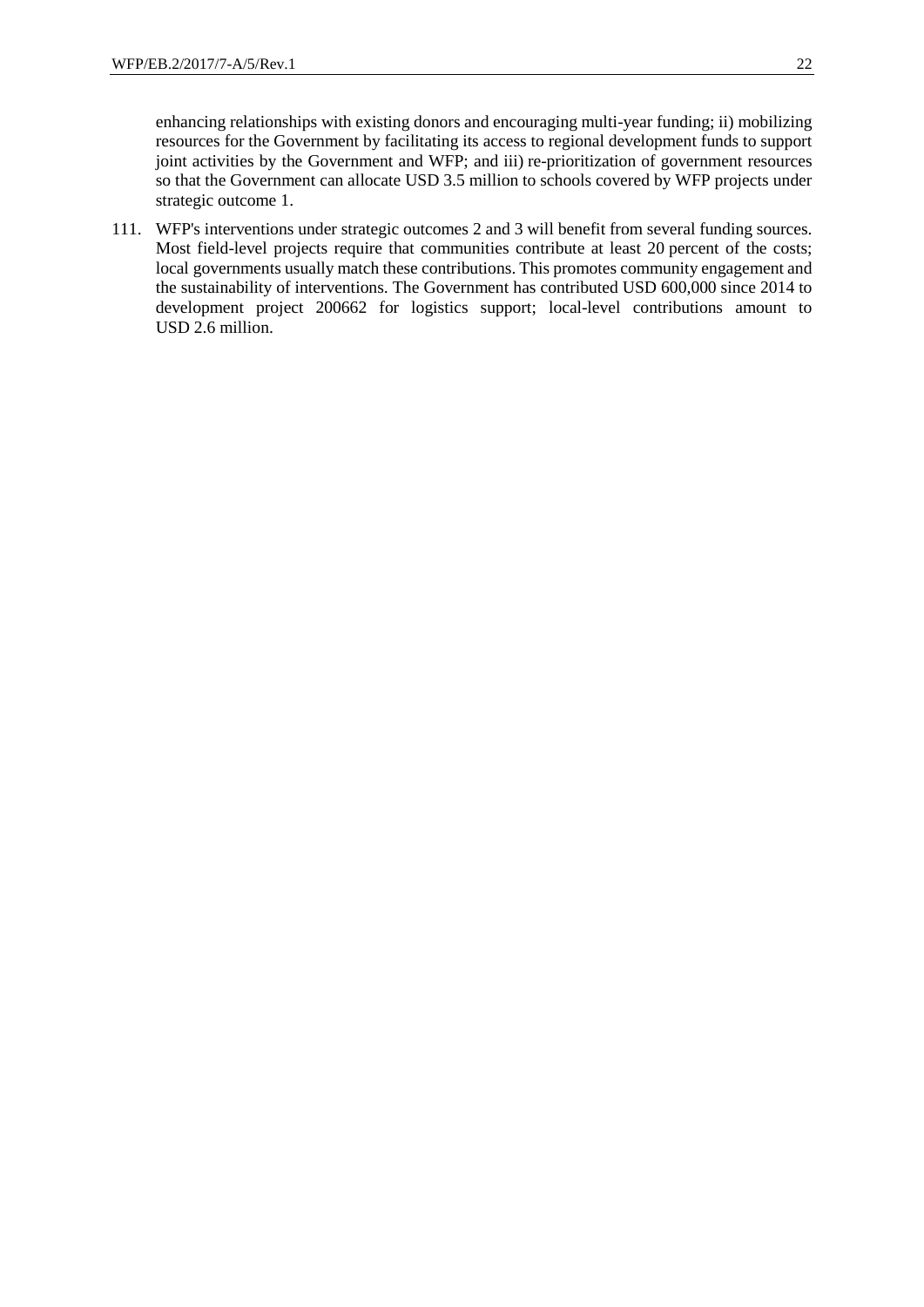enhancing relationships with existing donors and encouraging multi-year funding; ii) mobilizing resources for the Government by facilitating its access to regional development funds to support joint activities by the Government and WFP; and iii) re-prioritization of government resources so that the Government can allocate USD 3.5 million to schools covered by WFP projects under strategic outcome 1.

111. WFP's interventions under strategic outcomes 2 and 3 will benefit from several funding sources. Most field-level projects require that communities contribute at least 20 percent of the costs; local governments usually match these contributions. This promotes community engagement and the sustainability of interventions. The Government has contributed USD 600,000 since 2014 to development project 200662 for logistics support; local-level contributions amount to USD 2.6 million.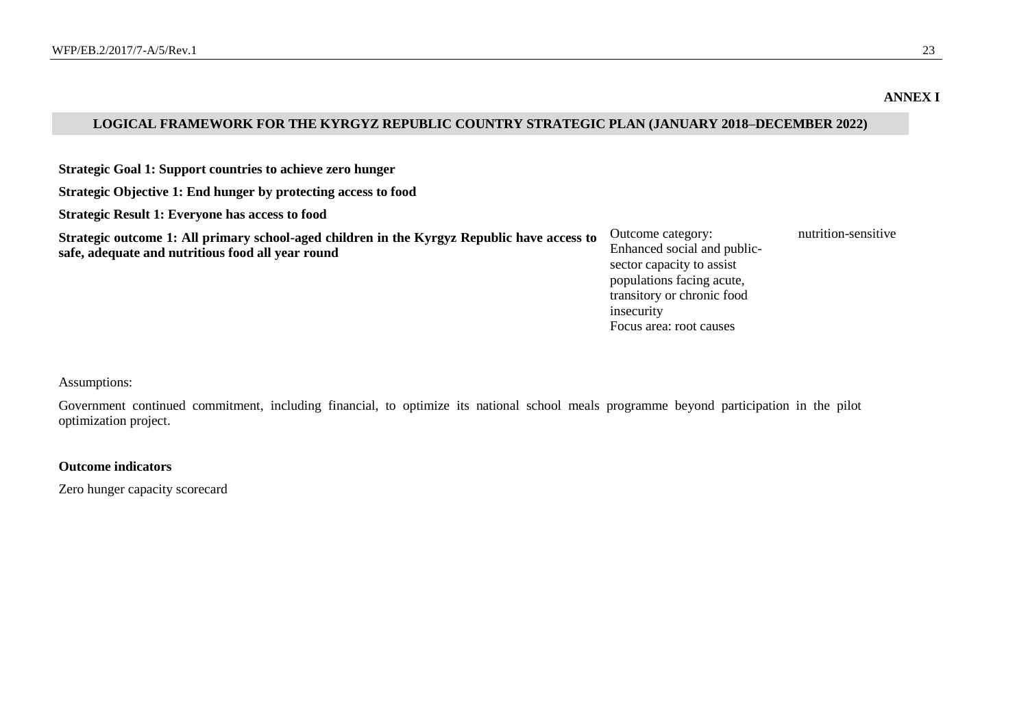**ANNEX I**

## LOGICAL FRAMEWORK FOR THE KYRGYZ REPUBLIC COUNTRY STRATEGIC PLAN (JANUARY 2018–DECEMBER 2022)

**Strategic Goal 1: Support countries to achieve zero hunger**

**Strategic Objective 1: End hunger by protecting access to food**

**Strategic Result 1: Everyone has access to food**

| | | |
|---|---|---|
| **Strategic outcome 1: All primary school-aged children in the Kyrgyz Republic have access to safe, adequate and nutritious food all year round** | Outcome category: Enhanced social and public-sector capacity to assist populations facing acute, transitory or chronic food insecurity<br>Focus area: root causes | nutrition-sensitive |

Assumptions:

Government continued commitment, including financial, to optimize its national school meals programme beyond participation in the pilot optimization project.

**Outcome indicators**

Zero hunger capacity scorecard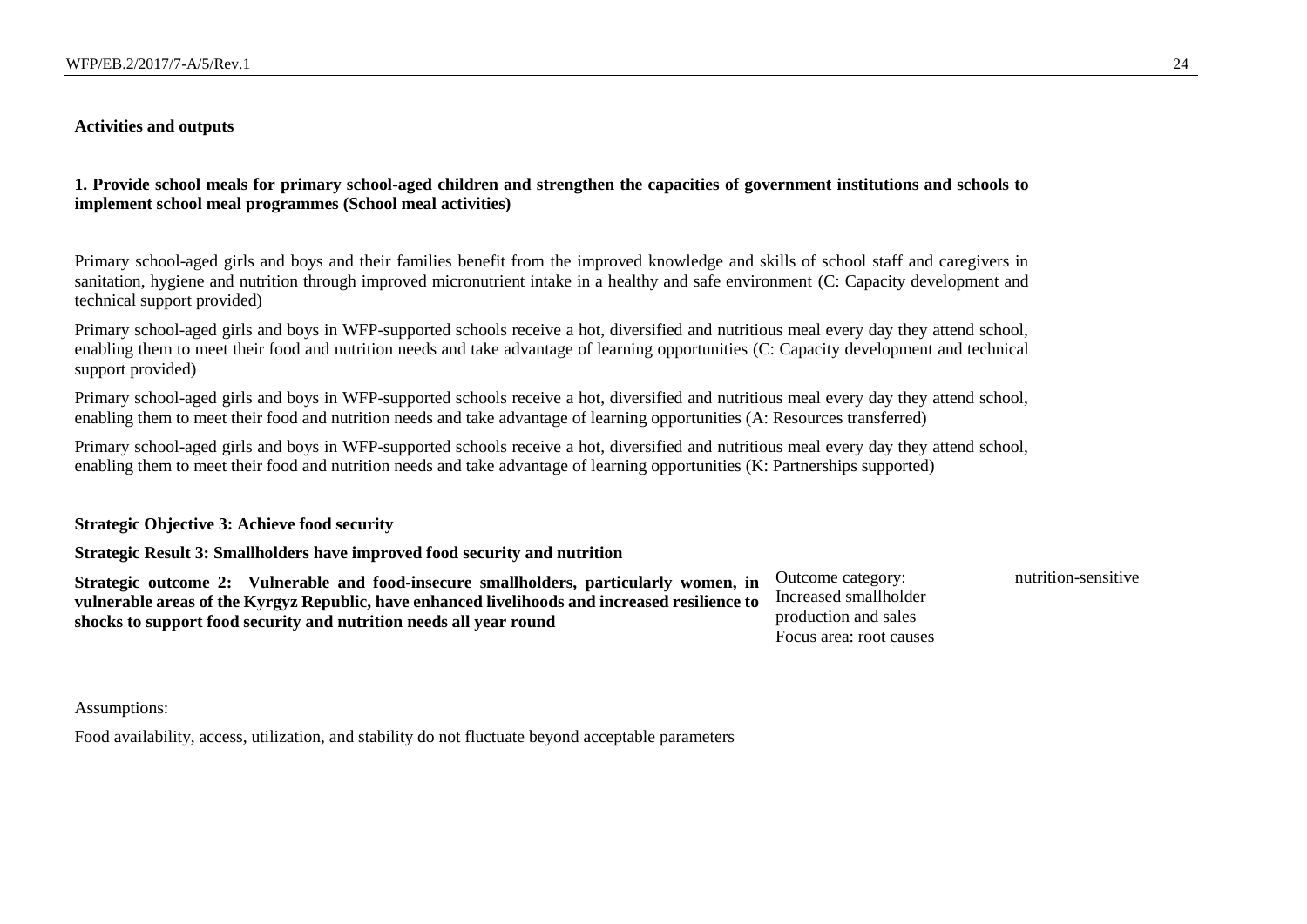**Activities and outputs**

**1. Provide school meals for primary school-aged children and strengthen the capacities of government institutions and schools to implement school meal programmes (School meal activities)**

Primary school-aged girls and boys and their families benefit from the improved knowledge and skills of school staff and caregivers in sanitation, hygiene and nutrition through improved micronutrient intake in a healthy and safe environment (C: Capacity development and technical support provided)

Primary school-aged girls and boys in WFP-supported schools receive a hot, diversified and nutritious meal every day they attend school, enabling them to meet their food and nutrition needs and take advantage of learning opportunities (C: Capacity development and technical support provided)

Primary school-aged girls and boys in WFP-supported schools receive a hot, diversified and nutritious meal every day they attend school, enabling them to meet their food and nutrition needs and take advantage of learning opportunities (A: Resources transferred)

Primary school-aged girls and boys in WFP-supported schools receive a hot, diversified and nutritious meal every day they attend school, enabling them to meet their food and nutrition needs and take advantage of learning opportunities (K: Partnerships supported)

**Strategic Objective 3: Achieve food security**

**Strategic Result 3: Smallholders have improved food security and nutrition**

| | | |
|---|---|---|
| **Strategic outcome 2: Vulnerable and food-insecure smallholders, particularly women, in vulnerable areas of the Kyrgyz Republic, have enhanced livelihoods and increased resilience to shocks to support food security and nutrition needs all year round** | Outcome category: Increased smallholder production and sales<br>Focus area: root causes | nutrition-sensitive |

Assumptions:

Food availability, access, utilization, and stability do not fluctuate beyond acceptable parameters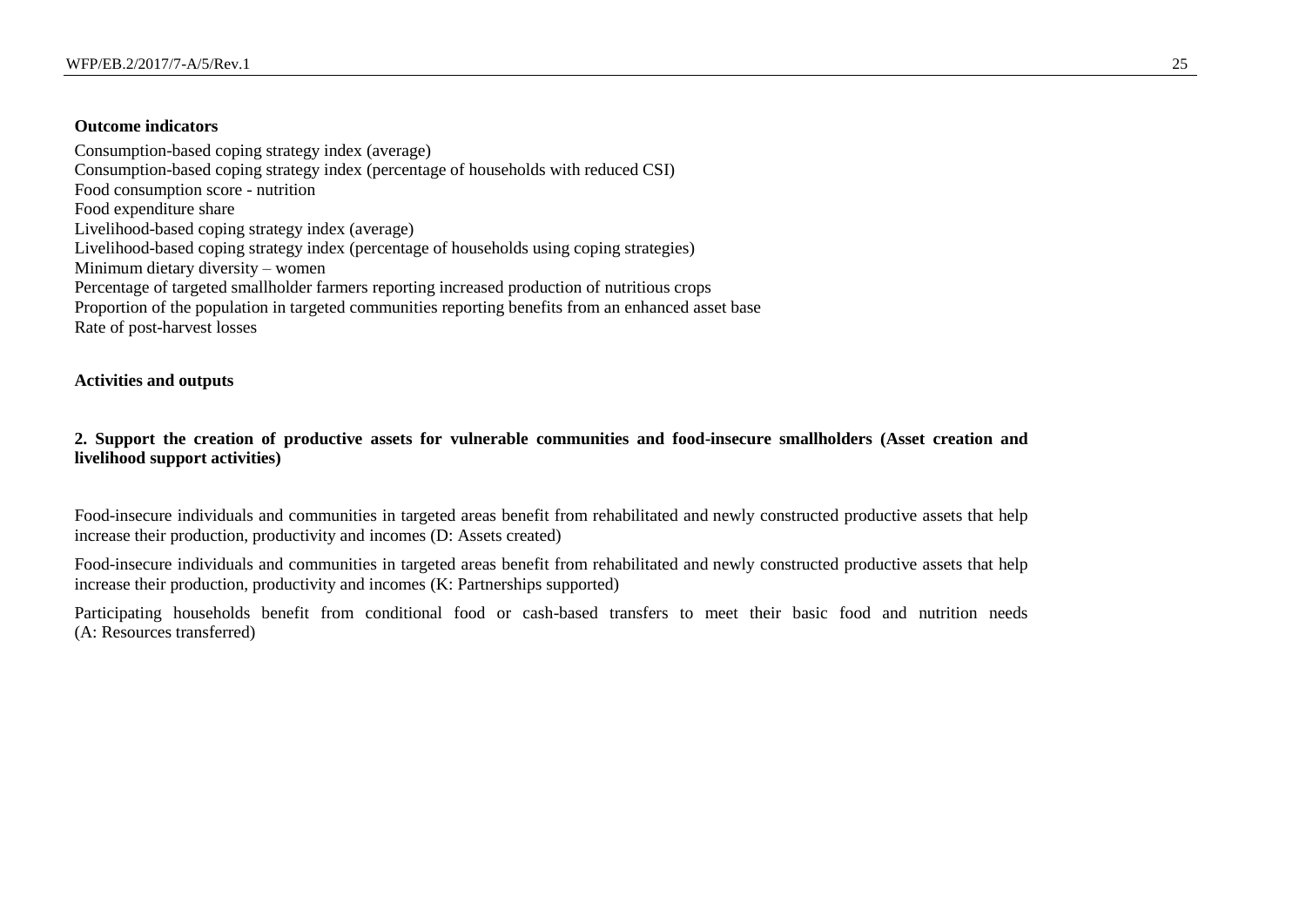**Outcome indicators**

Consumption-based coping strategy index (average)
Consumption-based coping strategy index (percentage of households with reduced CSI)
Food consumption score - nutrition
Food expenditure share
Livelihood-based coping strategy index (average)
Livelihood-based coping strategy index (percentage of households using coping strategies)
Minimum dietary diversity – women
Percentage of targeted smallholder farmers reporting increased production of nutritious crops
Proportion of the population in targeted communities reporting benefits from an enhanced asset base
Rate of post-harvest losses

**Activities and outputs**

**2. Support the creation of productive assets for vulnerable communities and food-insecure smallholders (Asset creation and livelihood support activities)**

Food-insecure individuals and communities in targeted areas benefit from rehabilitated and newly constructed productive assets that help increase their production, productivity and incomes (D: Assets created)

Food-insecure individuals and communities in targeted areas benefit from rehabilitated and newly constructed productive assets that help increase their production, productivity and incomes (K: Partnerships supported)

Participating households benefit from conditional food or cash-based transfers to meet their basic food and nutrition needs (A: Resources transferred)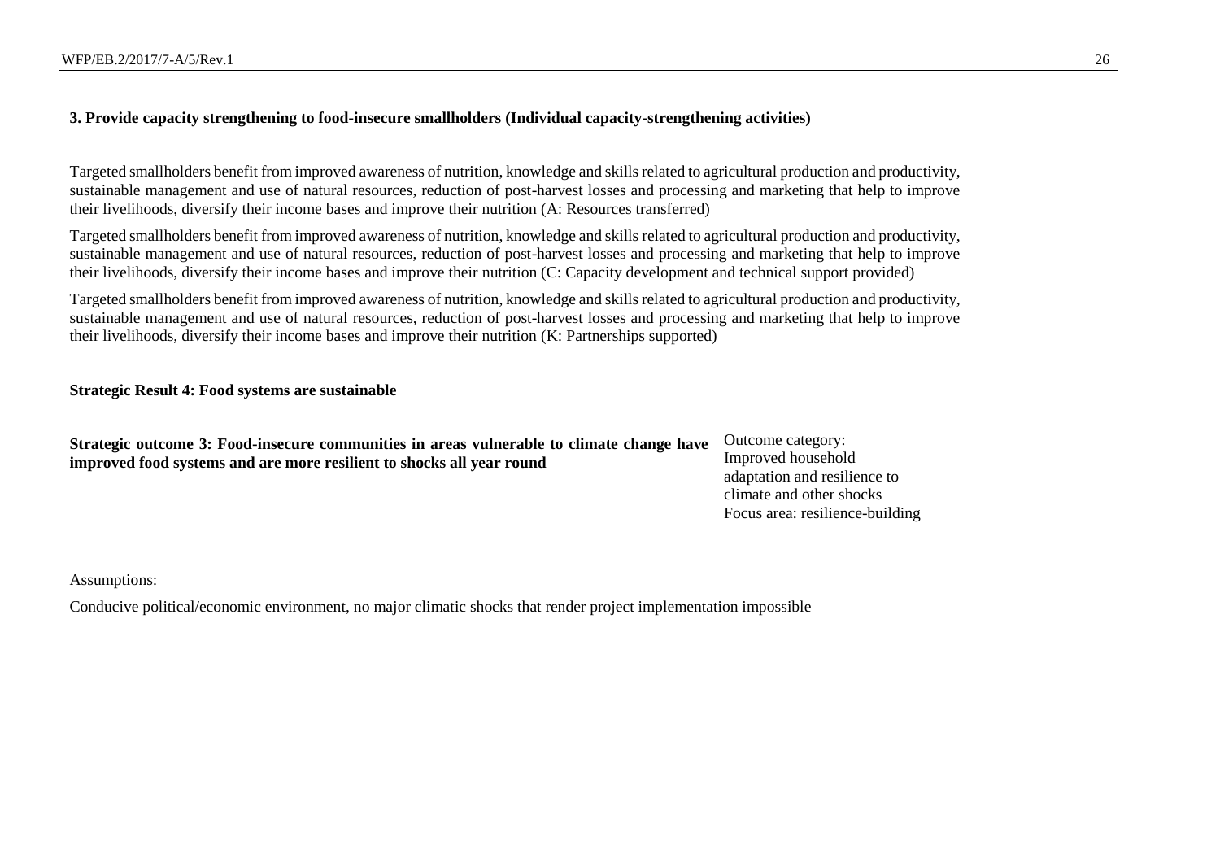**3. Provide capacity strengthening to food-insecure smallholders (Individual capacity-strengthening activities)**

Targeted smallholders benefit from improved awareness of nutrition, knowledge and skills related to agricultural production and productivity, sustainable management and use of natural resources, reduction of post-harvest losses and processing and marketing that help to improve their livelihoods, diversify their income bases and improve their nutrition (A: Resources transferred)

Targeted smallholders benefit from improved awareness of nutrition, knowledge and skills related to agricultural production and productivity, sustainable management and use of natural resources, reduction of post-harvest losses and processing and marketing that help to improve their livelihoods, diversify their income bases and improve their nutrition (C: Capacity development and technical support provided)

Targeted smallholders benefit from improved awareness of nutrition, knowledge and skills related to agricultural production and productivity, sustainable management and use of natural resources, reduction of post-harvest losses and processing and marketing that help to improve their livelihoods, diversify their income bases and improve their nutrition (K: Partnerships supported)

**Strategic Result 4: Food systems are sustainable**

| **Strategic outcome 3: Food-insecure communities in areas vulnerable to climate change have improved food systems and are more resilient to shocks all year round** | Outcome category: Improved household adaptation and resilience to climate and other shocks<br>Focus area: resilience-building |
|---|---|

Assumptions:

Conducive political/economic environment, no major climatic shocks that render project implementation impossible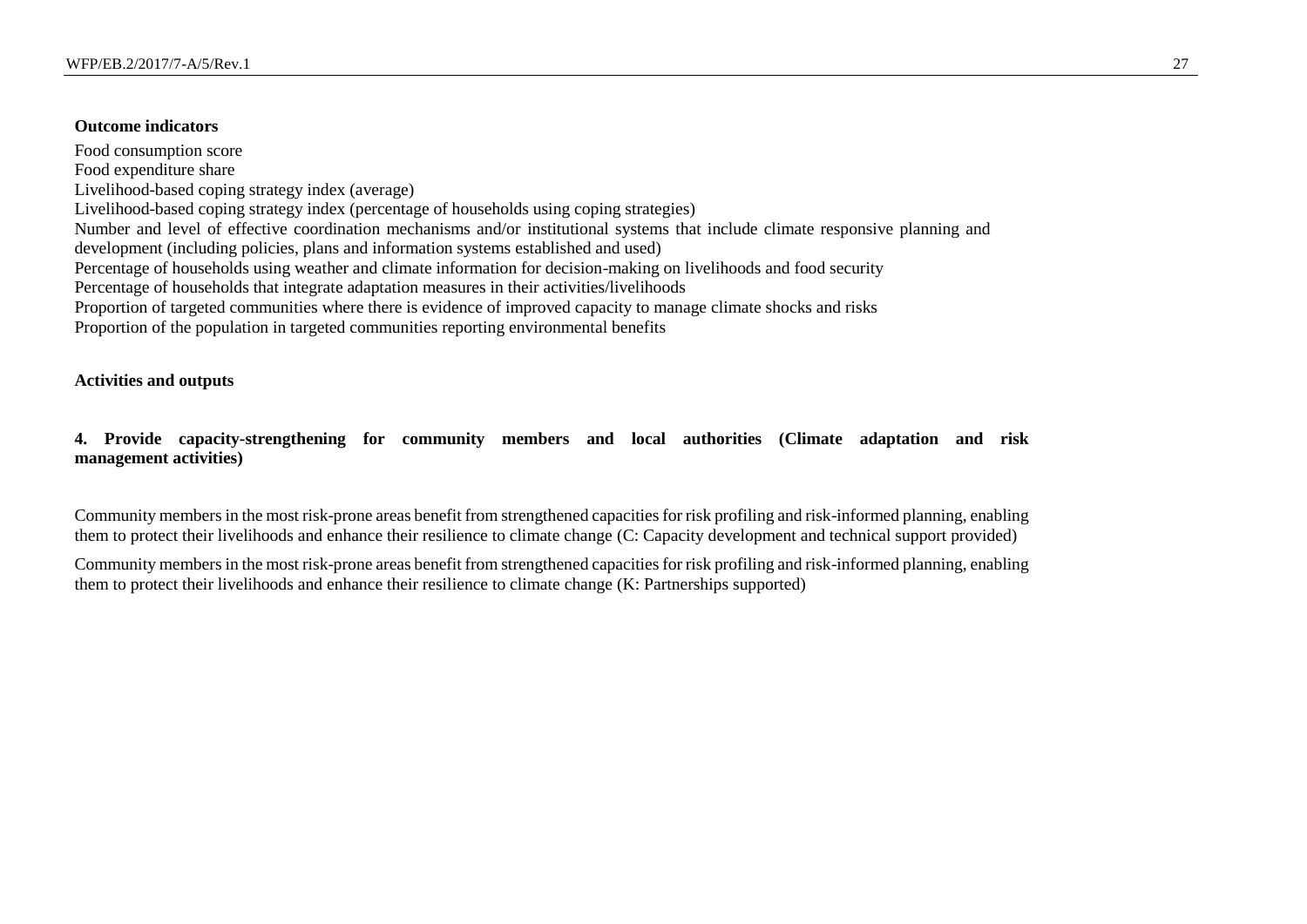**Outcome indicators**

Food consumption score

Food expenditure share

Livelihood-based coping strategy index (average)

Livelihood-based coping strategy index (percentage of households using coping strategies)

Number and level of effective coordination mechanisms and/or institutional systems that include climate responsive planning and development (including policies, plans and information systems established and used)

Percentage of households using weather and climate information for decision-making on livelihoods and food security

Percentage of households that integrate adaptation measures in their activities/livelihoods

Proportion of targeted communities where there is evidence of improved capacity to manage climate shocks and risks

Proportion of the population in targeted communities reporting environmental benefits

**Activities and outputs**

**4. Provide capacity-strengthening for community members and local authorities (Climate adaptation and risk management activities)**

Community members in the most risk-prone areas benefit from strengthened capacities for risk profiling and risk-informed planning, enabling them to protect their livelihoods and enhance their resilience to climate change (C: Capacity development and technical support provided)

Community members in the most risk-prone areas benefit from strengthened capacities for risk profiling and risk-informed planning, enabling them to protect their livelihoods and enhance their resilience to climate change (K: Partnerships supported)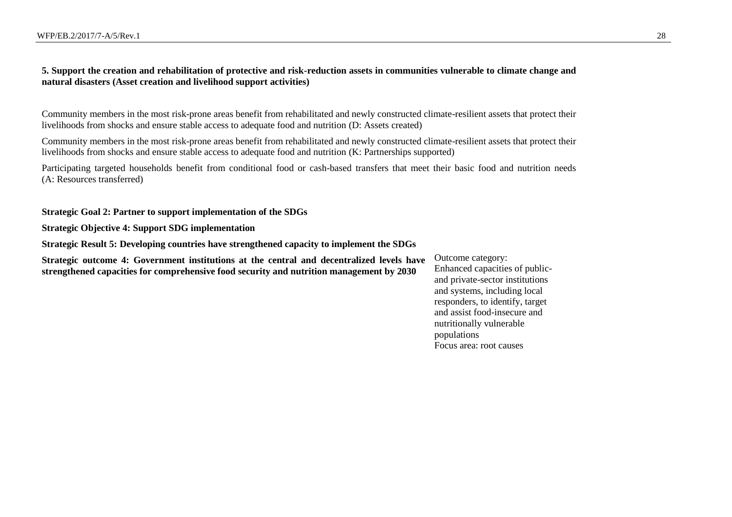**5. Support the creation and rehabilitation of protective and risk-reduction assets in communities vulnerable to climate change and natural disasters (Asset creation and livelihood support activities)**

Community members in the most risk-prone areas benefit from rehabilitated and newly constructed climate-resilient assets that protect their livelihoods from shocks and ensure stable access to adequate food and nutrition (D: Assets created)

Community members in the most risk-prone areas benefit from rehabilitated and newly constructed climate-resilient assets that protect their livelihoods from shocks and ensure stable access to adequate food and nutrition (K: Partnerships supported)

Participating targeted households benefit from conditional food or cash-based transfers that meet their basic food and nutrition needs (A: Resources transferred)

**Strategic Goal 2: Partner to support implementation of the SDGs**

**Strategic Objective 4: Support SDG implementation**

**Strategic Result 5: Developing countries have strengthened capacity to implement the SDGs**

| **Strategic outcome 4: Government institutions at the central and decentralized levels have strengthened capacities for comprehensive food security and nutrition management by 2030** | Outcome category: Enhanced capacities of public- and private-sector institutions and systems, including local responders, to identify, target and assist food-insecure and nutritionally vulnerable populations<br>Focus area: root causes |
|---|---|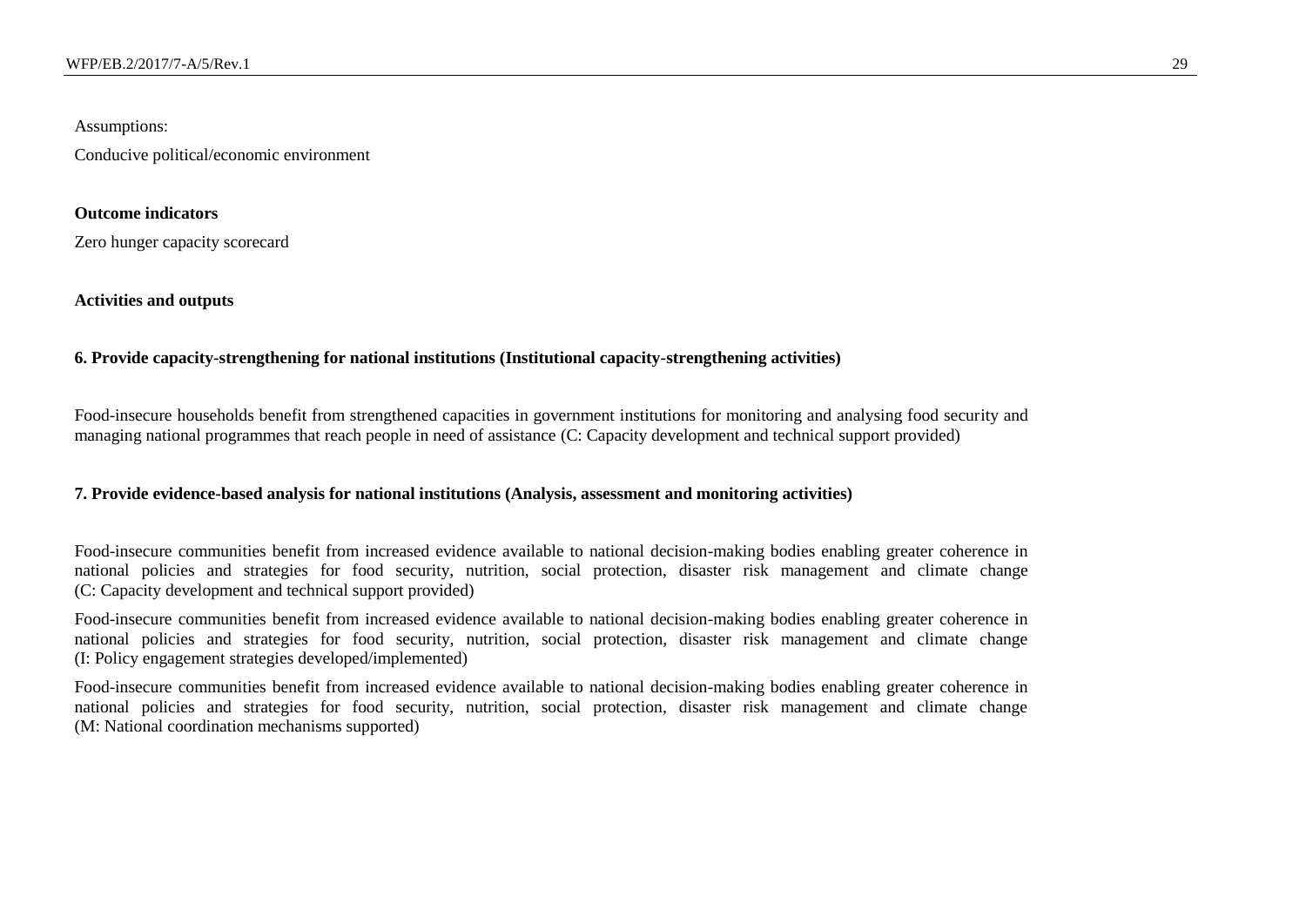Assumptions:

Conducive political/economic environment

**Outcome indicators**

Zero hunger capacity scorecard

**Activities and outputs**

**6. Provide capacity-strengthening for national institutions (Institutional capacity-strengthening activities)**

Food-insecure households benefit from strengthened capacities in government institutions for monitoring and analysing food security and managing national programmes that reach people in need of assistance (C: Capacity development and technical support provided)

**7. Provide evidence-based analysis for national institutions (Analysis, assessment and monitoring activities)**

Food-insecure communities benefit from increased evidence available to national decision-making bodies enabling greater coherence in national policies and strategies for food security, nutrition, social protection, disaster risk management and climate change (C: Capacity development and technical support provided)

Food-insecure communities benefit from increased evidence available to national decision-making bodies enabling greater coherence in national policies and strategies for food security, nutrition, social protection, disaster risk management and climate change (I: Policy engagement strategies developed/implemented)

Food-insecure communities benefit from increased evidence available to national decision-making bodies enabling greater coherence in national policies and strategies for food security, nutrition, social protection, disaster risk management and climate change (M: National coordination mechanisms supported)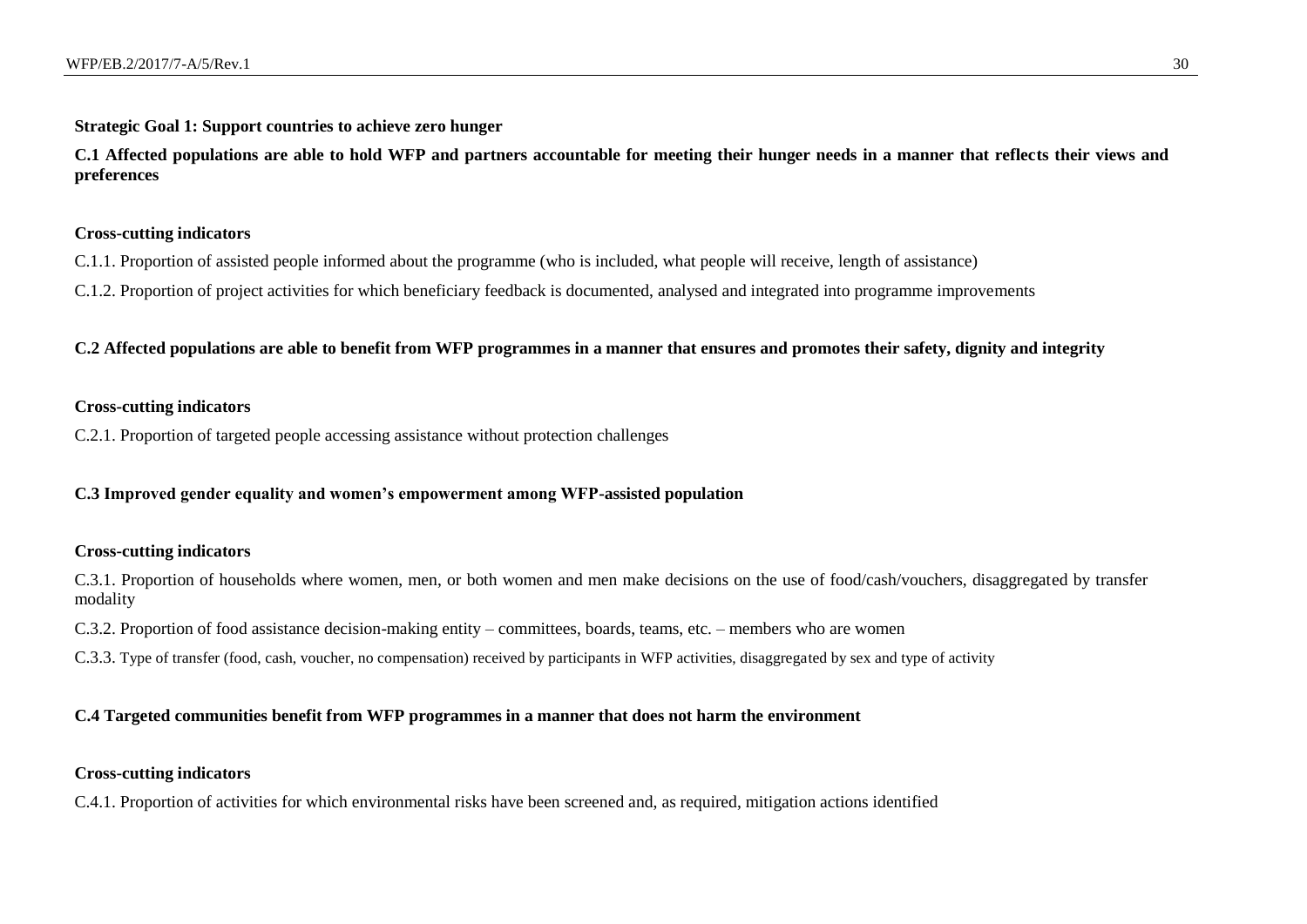**Strategic Goal 1: Support countries to achieve zero hunger**

**C.1 Affected populations are able to hold WFP and partners accountable for meeting their hunger needs in a manner that reflects their views and preferences**

**Cross-cutting indicators**

C.1.1. Proportion of assisted people informed about the programme (who is included, what people will receive, length of assistance)

C.1.2. Proportion of project activities for which beneficiary feedback is documented, analysed and integrated into programme improvements

**C.2 Affected populations are able to benefit from WFP programmes in a manner that ensures and promotes their safety, dignity and integrity**

**Cross-cutting indicators**

C.2.1. Proportion of targeted people accessing assistance without protection challenges

**C.3 Improved gender equality and women's empowerment among WFP-assisted population**

**Cross-cutting indicators**

C.3.1. Proportion of households where women, men, or both women and men make decisions on the use of food/cash/vouchers, disaggregated by transfer modality

C.3.2. Proportion of food assistance decision-making entity – committees, boards, teams, etc. – members who are women

C.3.3. Type of transfer (food, cash, voucher, no compensation) received by participants in WFP activities, disaggregated by sex and type of activity

**C.4 Targeted communities benefit from WFP programmes in a manner that does not harm the environment**

**Cross-cutting indicators**

C.4.1. Proportion of activities for which environmental risks have been screened and, as required, mitigation actions identified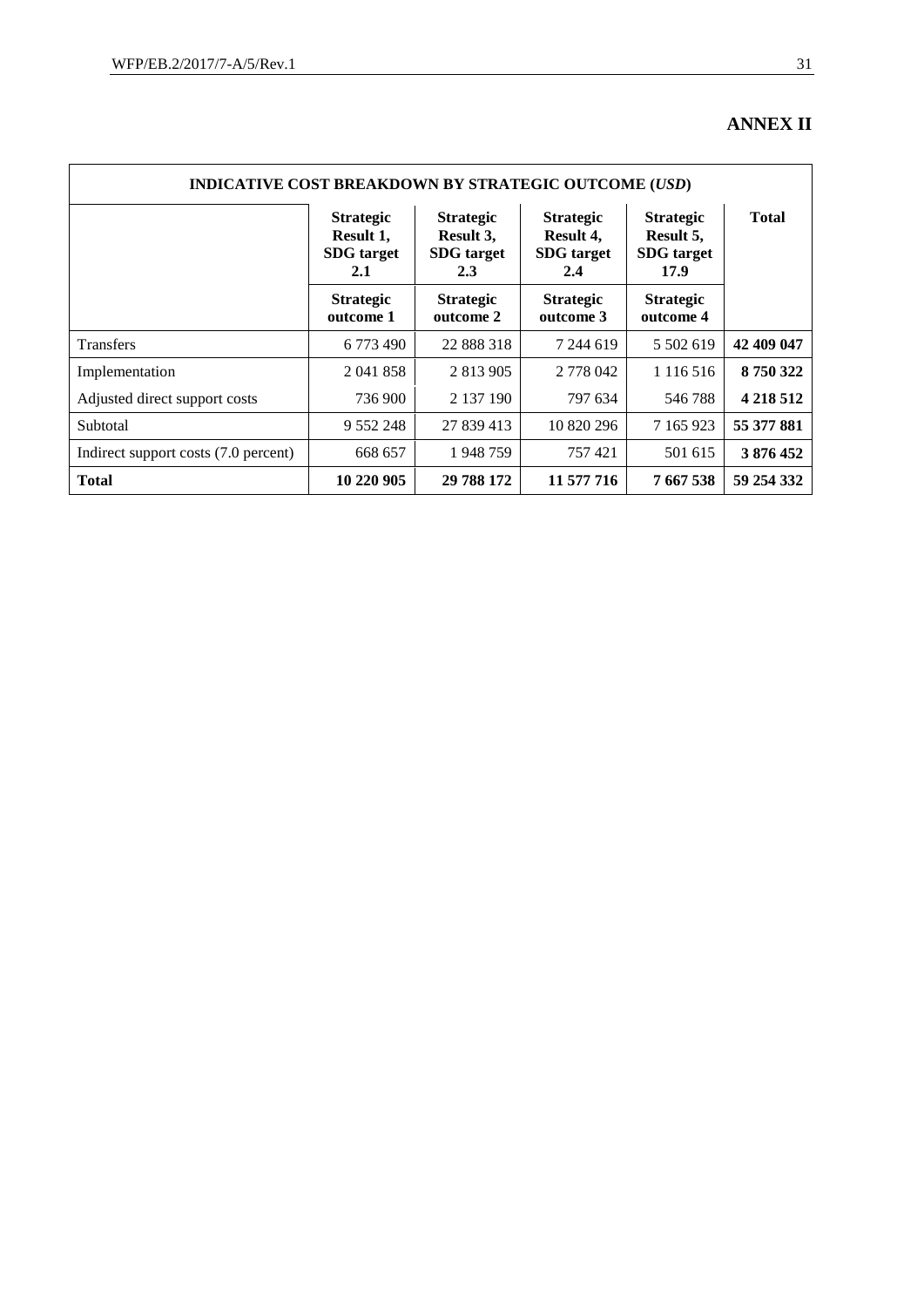# ANNEX II

| INDICATIVE COST BREAKDOWN BY STRATEGIC OUTCOME (*USD*) | | | | | |
|---|---|---|---|---|---|
| | **Strategic Result 1, SDG target 2.1** | **Strategic Result 3, SDG target 2.3** | **Strategic Result 4, SDG target 2.4** | **Strategic Result 5, SDG target 17.9** | **Total** |
| | **Strategic outcome 1** | **Strategic outcome 2** | **Strategic outcome 3** | **Strategic outcome 4** | |
| Transfers | 6 773 490 | 22 888 318 | 7 244 619 | 5 502 619 | **42 409 047** |
| Implementation | 2 041 858 | 2 813 905 | 2 778 042 | 1 116 516 | **8 750 322** |
| Adjusted direct support costs | 736 900 | 2 137 190 | 797 634 | 546 788 | **4 218 512** |
| Subtotal | 9 552 248 | 27 839 413 | 10 820 296 | 7 165 923 | **55 377 881** |
| Indirect support costs (7.0 percent) | 668 657 | 1 948 759 | 757 421 | 501 615 | **3 876 452** |
| **Total** | **10 220 905** | **29 788 172** | **11 577 716** | **7 667 538** | **59 254 332** |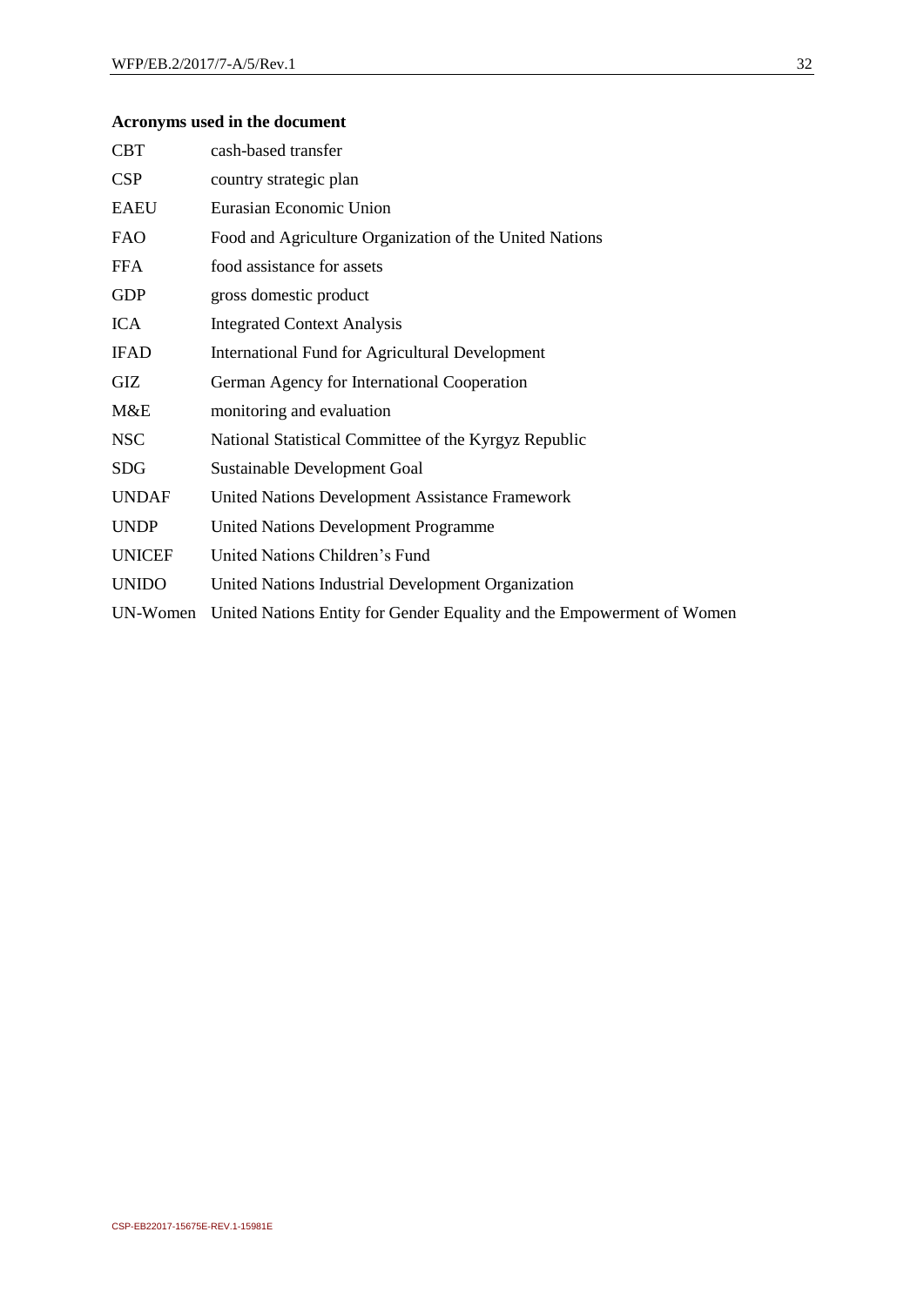## Acronyms used in the document

| | |
|---|---|
| CBT | cash-based transfer |
| CSP | country strategic plan |
| EAEU | Eurasian Economic Union |
| FAO | Food and Agriculture Organization of the United Nations |
| FFA | food assistance for assets |
| GDP | gross domestic product |
| ICA | Integrated Context Analysis |
| IFAD | International Fund for Agricultural Development |
| GIZ | German Agency for International Cooperation |
| M&E | monitoring and evaluation |
| NSC | National Statistical Committee of the Kyrgyz Republic |
| SDG | Sustainable Development Goal |
| UNDAF | United Nations Development Assistance Framework |
| UNDP | United Nations Development Programme |
| UNICEF | United Nations Children's Fund |
| UNIDO | United Nations Industrial Development Organization |
| UN-Women | United Nations Entity for Gender Equality and the Empowerment of Women |

CSP-EB22017-15675E-REV.1-15981E